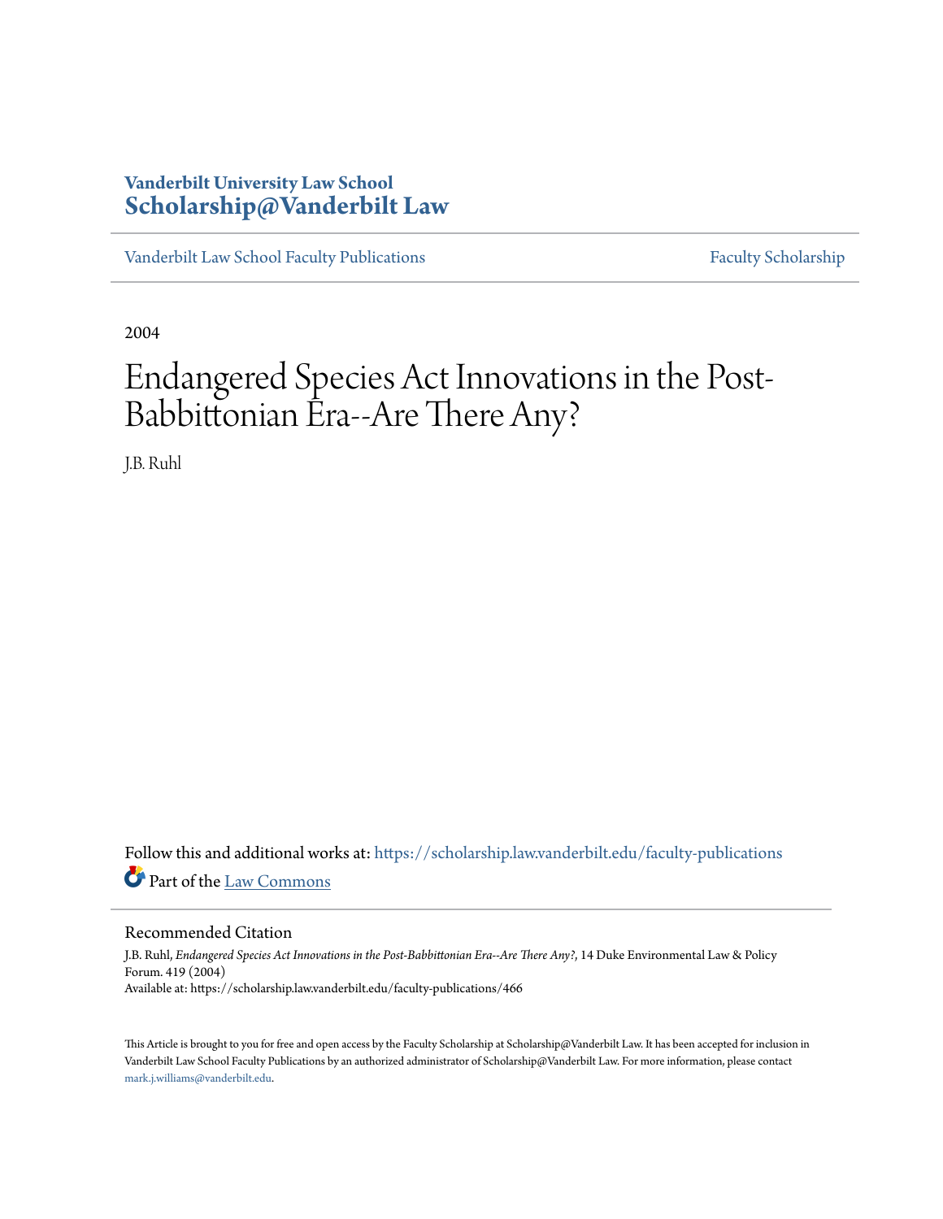Vanderbilt University Law School
**Scholarship@Vanderbilt Law**

Vanderbilt Law School Faculty Publications | Faculty Scholarship

2004

# Endangered Species Act Innovations in the Post-Babbittonian Era--Are There Any?

J.B. Ruhl

Follow this and additional works at: https://scholarship.law.vanderbilt.edu/faculty-publications

Part of the Law Commons

## Recommended Citation

J.B. Ruhl, *Endangered Species Act Innovations in the Post-Babbittonian Era--Are There Any?*, 14 Duke Environmental Law & Policy Forum. 419 (2004)
Available at: https://scholarship.law.vanderbilt.edu/faculty-publications/466

This Article is brought to you for free and open access by the Faculty Scholarship at Scholarship@Vanderbilt Law. It has been accepted for inclusion in Vanderbilt Law School Faculty Publications by an authorized administrator of Scholarship@Vanderbilt Law. For more information, please contact mark.j.williams@vanderbilt.edu.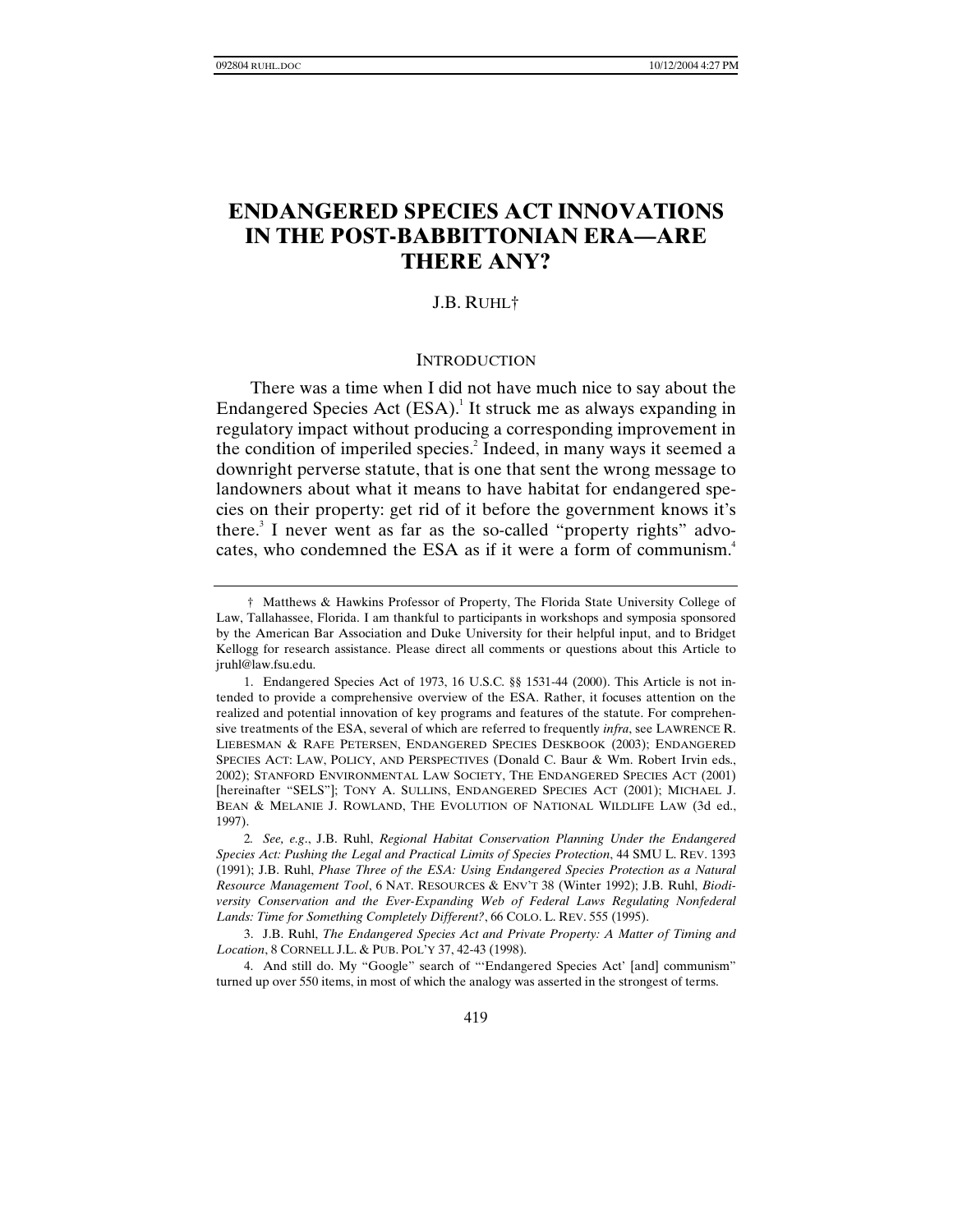# ENDANGERED SPECIES ACT INNOVATIONS IN THE POST-BABBITTONIAN ERA—ARE THERE ANY?

J.B. RUHL†

## INTRODUCTION

There was a time when I did not have much nice to say about the Endangered Species Act (ESA).[1] It struck me as always expanding in regulatory impact without producing a corresponding improvement in the condition of imperiled species.[2] Indeed, in many ways it seemed a downright perverse statute, that is one that sent the wrong message to landowners about what it means to have habitat for endangered species on their property: get rid of it before the government knows it's there.[3] I never went as far as the so-called "property rights" advocates, who condemned the ESA as if it were a form of communism.[4]

---

† Matthews & Hawkins Professor of Property, The Florida State University College of Law, Tallahassee, Florida. I am thankful to participants in workshops and symposia sponsored by the American Bar Association and Duke University for their helpful input, and to Bridget Kellogg for research assistance. Please direct all comments or questions about this Article to jruhl@law.fsu.edu.

1. Endangered Species Act of 1973, 16 U.S.C. §§ 1531-44 (2000). This Article is not intended to provide a comprehensive overview of the ESA. Rather, it focuses attention on the realized and potential innovation of key programs and features of the statute. For comprehensive treatments of the ESA, several of which are referred to frequently *infra*, see LAWRENCE R. LIEBESMAN & RAFE PETERSEN, ENDANGERED SPECIES DESKBOOK (2003); ENDANGERED SPECIES ACT: LAW, POLICY, AND PERSPECTIVES (Donald C. Baur & Wm. Robert Irvin eds., 2002); STANFORD ENVIRONMENTAL LAW SOCIETY, THE ENDANGERED SPECIES ACT (2001) [hereinafter "SELS"]; TONY A. SULLINS, ENDANGERED SPECIES ACT (2001); MICHAEL J. BEAN & MELANIE J. ROWLAND, THE EVOLUTION OF NATIONAL WILDLIFE LAW (3d ed., 1997).

2. *See, e.g.*, J.B. Ruhl, *Regional Habitat Conservation Planning Under the Endangered Species Act: Pushing the Legal and Practical Limits of Species Protection*, 44 SMU L. REV. 1393 (1991); J.B. Ruhl, *Phase Three of the ESA: Using Endangered Species Protection as a Natural Resource Management Tool*, 6 NAT. RESOURCES & ENV'T 38 (Winter 1992); J.B. Ruhl, *Biodiversity Conservation and the Ever-Expanding Web of Federal Laws Regulating Nonfederal Lands: Time for Something Completely Different?*, 66 COLO. L. REV. 555 (1995).

3. J.B. Ruhl, *The Endangered Species Act and Private Property: A Matter of Timing and Location*, 8 CORNELL J.L. & PUB. POL'Y 37, 42-43 (1998).

4. And still do. My "Google" search of "'Endangered Species Act' [and] communism" turned up over 550 items, in most of which the analogy was asserted in the strongest of terms.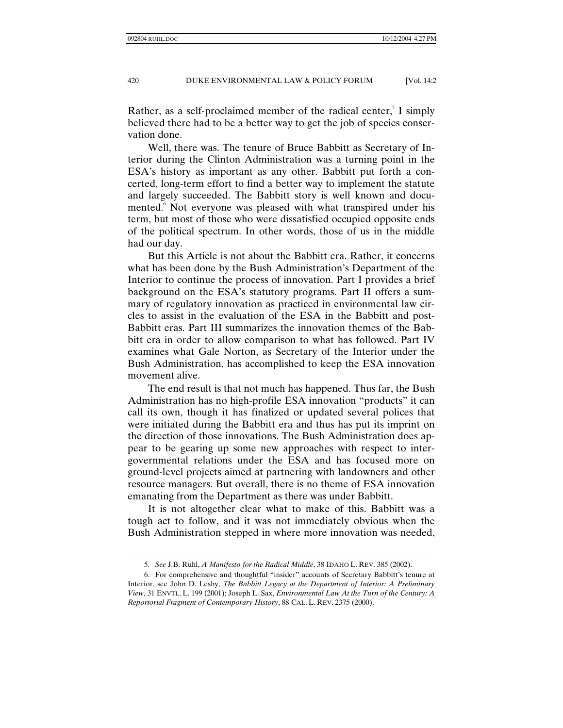Rather, as a self-proclaimed member of the radical center,[5] I simply believed there had to be a better way to get the job of species conservation done.

Well, there was. The tenure of Bruce Babbitt as Secretary of Interior during the Clinton Administration was a turning point in the ESA's history as important as any other. Babbitt put forth a concerted, long-term effort to find a better way to implement the statute and largely succeeded. The Babbitt story is well known and documented.[6] Not everyone was pleased with what transpired under his term, but most of those who were dissatisfied occupied opposite ends of the political spectrum. In other words, those of us in the middle had our day.

But this Article is not about the Babbitt era. Rather, it concerns what has been done by the Bush Administration's Department of the Interior to continue the process of innovation. Part I provides a brief background on the ESA's statutory programs. Part II offers a summary of regulatory innovation as practiced in environmental law circles to assist in the evaluation of the ESA in the Babbitt and post-Babbitt eras. Part III summarizes the innovation themes of the Babbitt era in order to allow comparison to what has followed. Part IV examines what Gale Norton, as Secretary of the Interior under the Bush Administration, has accomplished to keep the ESA innovation movement alive.

The end result is that not much has happened. Thus far, the Bush Administration has no high-profile ESA innovation "products" it can call its own, though it has finalized or updated several polices that were initiated during the Babbitt era and thus has put its imprint on the direction of those innovations. The Bush Administration does appear to be gearing up some new approaches with respect to intergovernmental relations under the ESA and has focused more on ground-level projects aimed at partnering with landowners and other resource managers. But overall, there is no theme of ESA innovation emanating from the Department as there was under Babbitt.

It is not altogether clear what to make of this. Babbitt was a tough act to follow, and it was not immediately obvious when the Bush Administration stepped in where more innovation was needed,

---

5. *See* J.B. Ruhl, *A Manifesto for the Radical Middle*, 38 IDAHO L. REV. 385 (2002).

6. For comprehensive and thoughtful "insider" accounts of Secretary Babbitt's tenure at Interior, see John D. Leshy, *The Babbitt Legacy at the Department of Interior: A Preliminary View*, 31 ENVTL. L. 199 (2001); Joseph L. Sax, *Environmental Law At the Turn of the Century; A Reportorial Fragment of Contemporary History*, 88 CAL. L. REV. 2375 (2000).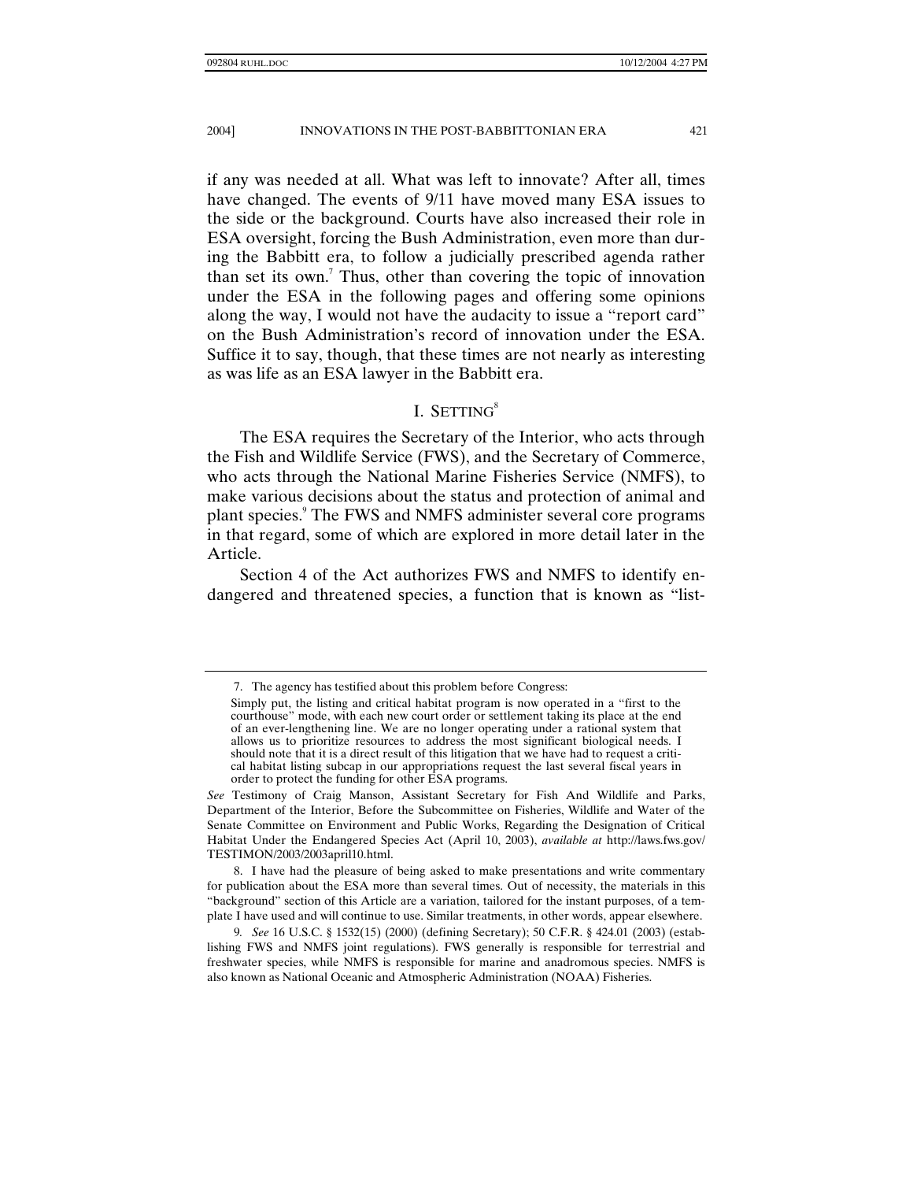if any was needed at all. What was left to innovate? After all, times have changed. The events of 9/11 have moved many ESA issues to the side or the background. Courts have also increased their role in ESA oversight, forcing the Bush Administration, even more than during the Babbitt era, to follow a judicially prescribed agenda rather than set its own.[7] Thus, other than covering the topic of innovation under the ESA in the following pages and offering some opinions along the way, I would not have the audacity to issue a "report card" on the Bush Administration's record of innovation under the ESA. Suffice it to say, though, that these times are not nearly as interesting as was life as an ESA lawyer in the Babbitt era.

## I. SETTING[8]

The ESA requires the Secretary of the Interior, who acts through the Fish and Wildlife Service (FWS), and the Secretary of Commerce, who acts through the National Marine Fisheries Service (NMFS), to make various decisions about the status and protection of animal and plant species.[9] The FWS and NMFS administer several core programs in that regard, some of which are explored in more detail later in the Article.

Section 4 of the Act authorizes FWS and NMFS to identify endangered and threatened species, a function that is known as "list-

---

7. The agency has testified about this problem before Congress:

> Simply put, the listing and critical habitat program is now operated in a "first to the courthouse" mode, with each new court order or settlement taking its place at the end of an ever-lengthening line. We are no longer operating under a rational system that allows us to prioritize resources to address the most significant biological needs. I should note that it is a direct result of this litigation that we have had to request a critical habitat listing subcap in our appropriations request the last several fiscal years in order to protect the funding for other ESA programs.

*See* Testimony of Craig Manson, Assistant Secretary for Fish And Wildlife and Parks, Department of the Interior, Before the Subcommittee on Fisheries, Wildlife and Water of the Senate Committee on Environment and Public Works, Regarding the Designation of Critical Habitat Under the Endangered Species Act (April 10, 2003), *available at* http://laws.fws.gov/TESTIMON/2003/2003april10.html.

8. I have had the pleasure of being asked to make presentations and write commentary for publication about the ESA more than several times. Out of necessity, the materials in this "background" section of this Article are a variation, tailored for the instant purposes, of a template I have used and will continue to use. Similar treatments, in other words, appear elsewhere.

9. *See* 16 U.S.C. § 1532(15) (2000) (defining Secretary); 50 C.F.R. § 424.01 (2003) (establishing FWS and NMFS joint regulations). FWS generally is responsible for terrestrial and freshwater species, while NMFS is responsible for marine and anadromous species. NMFS is also known as National Oceanic and Atmospheric Administration (NOAA) Fisheries.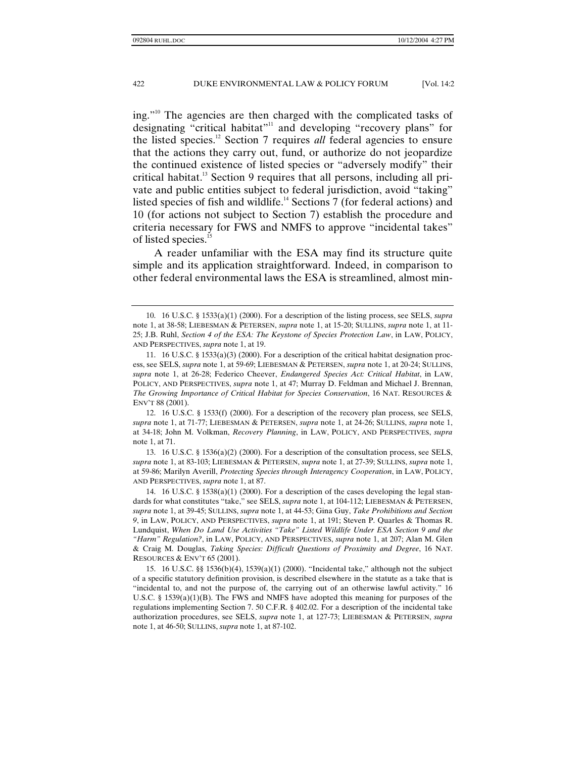ing."[10] The agencies are then charged with the complicated tasks of designating "critical habitat"[11] and developing "recovery plans" for the listed species.[12] Section 7 requires *all* federal agencies to ensure that the actions they carry out, fund, or authorize do not jeopardize the continued existence of listed species or "adversely modify" their critical habitat.[13] Section 9 requires that all persons, including all private and public entities subject to federal jurisdiction, avoid "taking" listed species of fish and wildlife.[14] Sections 7 (for federal actions) and 10 (for actions not subject to Section 7) establish the procedure and criteria necessary for FWS and NMFS to approve "incidental takes" of listed species.[15]

A reader unfamiliar with the ESA may find its structure quite simple and its application straightforward. Indeed, in comparison to other federal environmental laws the ESA is streamlined, almost min-

---

10. 16 U.S.C. § 1533(a)(1) (2000). For a description of the listing process, see SELS, *supra* note 1, at 38-58; LIEBESMAN & PETERSEN, *supra* note 1, at 15-20; SULLINS, *supra* note 1, at 11-25; J.B. Ruhl, *Section 4 of the ESA: The Keystone of Species Protection Law*, in LAW, POLICY, AND PERSPECTIVES, *supra* note 1, at 19.

11. 16 U.S.C. § 1533(a)(3) (2000). For a description of the critical habitat designation process, see SELS, *supra* note 1, at 59-69; LIEBESMAN & PETERSEN, *supra* note 1, at 20-24; SULLINS, *supra* note 1, at 26-28; Federico Cheever, *Endangered Species Act: Critical Habitat*, in LAW, POLICY, AND PERSPECTIVES, *supra* note 1, at 47; Murray D. Feldman and Michael J. Brennan, *The Growing Importance of Critical Habitat for Species Conservation*, 16 NAT. RESOURCES & ENV'T 88 (2001).

12. 16 U.S.C. § 1533(f) (2000). For a description of the recovery plan process, see SELS, *supra* note 1, at 71-77; LIEBESMAN & PETERSEN, *supra* note 1, at 24-26; SULLINS, *supra* note 1, at 34-18; John M. Volkman, *Recovery Planning*, in LAW, POLICY, AND PERSPECTIVES, *supra* note 1, at 71.

13. 16 U.S.C. § 1536(a)(2) (2000). For a description of the consultation process, see SELS, *supra* note 1, at 83-103; LIEBESMAN & PETERSEN, *supra* note 1, at 27-39; SULLINS, *supra* note 1, at 59-86; Marilyn Averill, *Protecting Species through Interagency Cooperation*, in LAW, POLICY, AND PERSPECTIVES, *supra* note 1, at 87.

14. 16 U.S.C. § 1538(a)(1) (2000). For a description of the cases developing the legal standards for what constitutes "take," see SELS, *supra* note 1, at 104-112; LIEBESMAN & PETERSEN, *supra* note 1, at 39-45; SULLINS, *supra* note 1, at 44-53; Gina Guy, *Take Prohibitions and Section 9*, in LAW, POLICY, AND PERSPECTIVES, *supra* note 1, at 191; Steven P. Quarles & Thomas R. Lundquist, *When Do Land Use Activities "Take" Listed Wildlife Under ESA Section 9 and the "Harm" Regulation?*, in LAW, POLICY, AND PERSPECTIVES, *supra* note 1, at 207; Alan M. Glen & Craig M. Douglas, *Taking Species: Difficult Questions of Proximity and Degree*, 16 NAT. RESOURCES & ENV'T 65 (2001).

15. 16 U.S.C. §§ 1536(b)(4), 1539(a)(1) (2000). "Incidental take," although not the subject of a specific statutory definition provision, is described elsewhere in the statute as a take that is "incidental to, and not the purpose of, the carrying out of an otherwise lawful activity." 16 U.S.C. § 1539(a)(1)(B). The FWS and NMFS have adopted this meaning for purposes of the regulations implementing Section 7. 50 C.F.R. § 402.02. For a description of the incidental take authorization procedures, see SELS, *supra* note 1, at 127-73; LIEBESMAN & PETERSEN, *supra* note 1, at 46-50; SULLINS, *supra* note 1, at 87-102.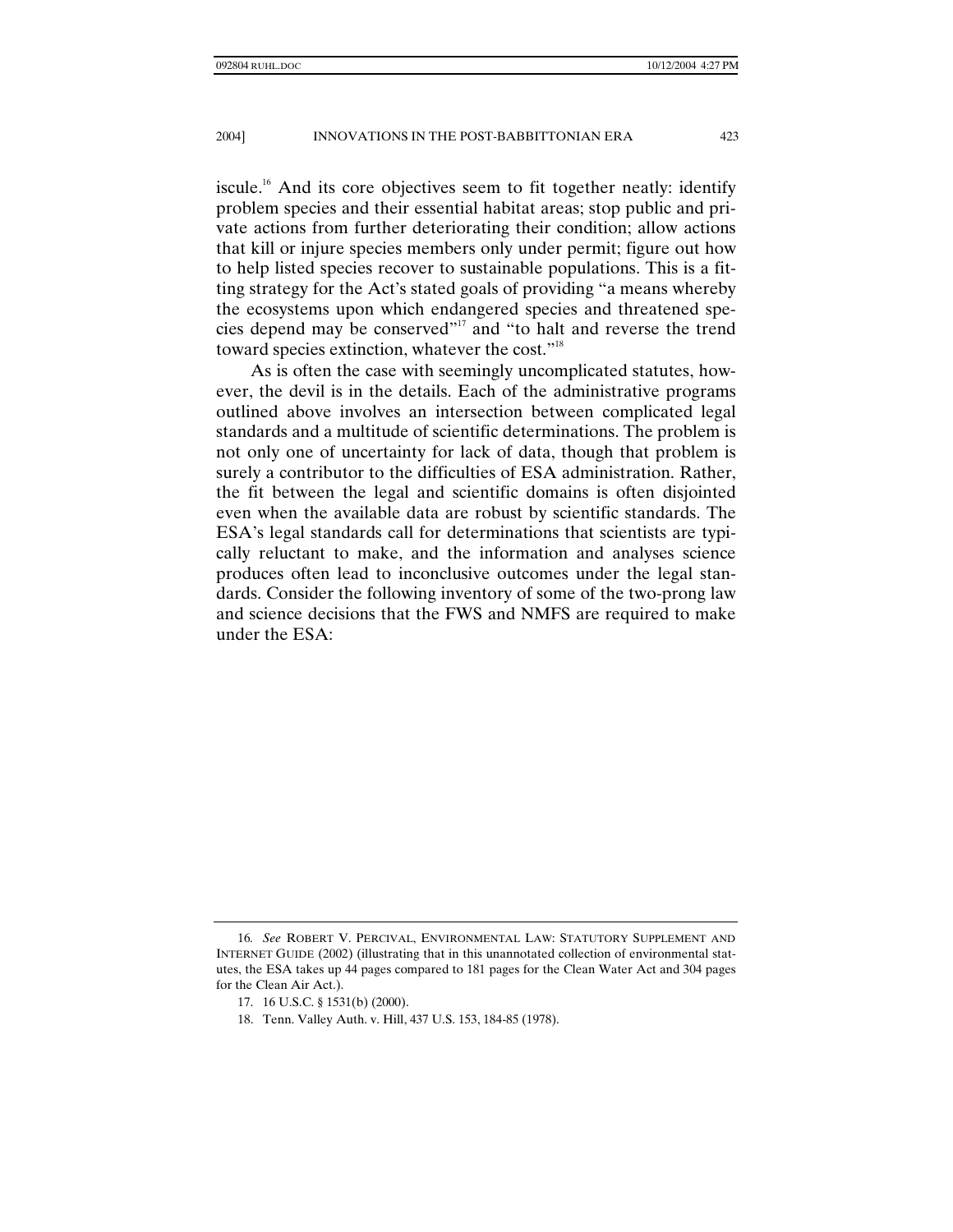iscule.[16] And its core objectives seem to fit together neatly: identify problem species and their essential habitat areas; stop public and private actions from further deteriorating their condition; allow actions that kill or injure species members only under permit; figure out how to help listed species recover to sustainable populations. This is a fitting strategy for the Act's stated goals of providing "a means whereby the ecosystems upon which endangered species and threatened species depend may be conserved"[17] and "to halt and reverse the trend toward species extinction, whatever the cost."[18]

As is often the case with seemingly uncomplicated statutes, however, the devil is in the details. Each of the administrative programs outlined above involves an intersection between complicated legal standards and a multitude of scientific determinations. The problem is not only one of uncertainty for lack of data, though that problem is surely a contributor to the difficulties of ESA administration. Rather, the fit between the legal and scientific domains is often disjointed even when the available data are robust by scientific standards. The ESA's legal standards call for determinations that scientists are typically reluctant to make, and the information and analyses science produces often lead to inconclusive outcomes under the legal standards. Consider the following inventory of some of the two-prong law and science decisions that the FWS and NMFS are required to make under the ESA:

---

16. *See* ROBERT V. PERCIVAL, ENVIRONMENTAL LAW: STATUTORY SUPPLEMENT AND INTERNET GUIDE (2002) (illustrating that in this unannotated collection of environmental statutes, the ESA takes up 44 pages compared to 181 pages for the Clean Water Act and 304 pages for the Clean Air Act.).

17. 16 U.S.C. § 1531(b) (2000).

18. Tenn. Valley Auth. v. Hill, 437 U.S. 153, 184-85 (1978).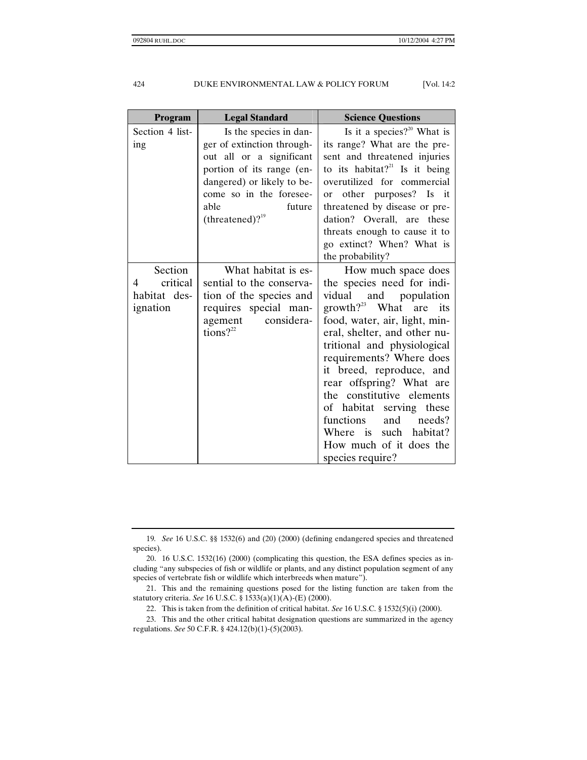| Program | Legal Standard | Science Questions |
| --- | --- | --- |
| Section 4 listing | Is the species in danger of extinction throughout all or a significant portion of its range (endangered) or likely to become so in the foreseeable future (threatened)?[19] | Is it a species?[20] What is its range? What are the present and threatened injuries to its habitat?[21] Is it being overutilized for commercial or other purposes? Is it threatened by disease or predation? Overall, are these threats enough to cause it to go extinct? When? What is the probability? |
| Section 4 critical habitat designation | What habitat is essential to the conservation of the species and requires special management considerations?[22] | How much space does the species need for individual and population growth?[23] What are its food, water, air, light, mineral, shelter, and other nutritional and physiological requirements? Where does it breed, reproduce, and rear offspring? What are the constitutive elements of habitat serving these functions and needs? Where is such habitat? How much of it does the species require? |

---

19. *See* 16 U.S.C. §§ 1532(6) and (20) (2000) (defining endangered species and threatened species).

20. 16 U.S.C. 1532(16) (2000) (complicating this question, the ESA defines species as including "any subspecies of fish or wildlife or plants, and any distinct population segment of any species of vertebrate fish or wildlife which interbreeds when mature").

21. This and the remaining questions posed for the listing function are taken from the statutory criteria. *See* 16 U.S.C. § 1533(a)(1)(A)-(E) (2000).

22. This is taken from the definition of critical habitat. *See* 16 U.S.C. § 1532(5)(i) (2000).

23. This and the other critical habitat designation questions are summarized in the agency regulations. *See* 50 C.F.R. § 424.12(b)(1)-(5)(2003).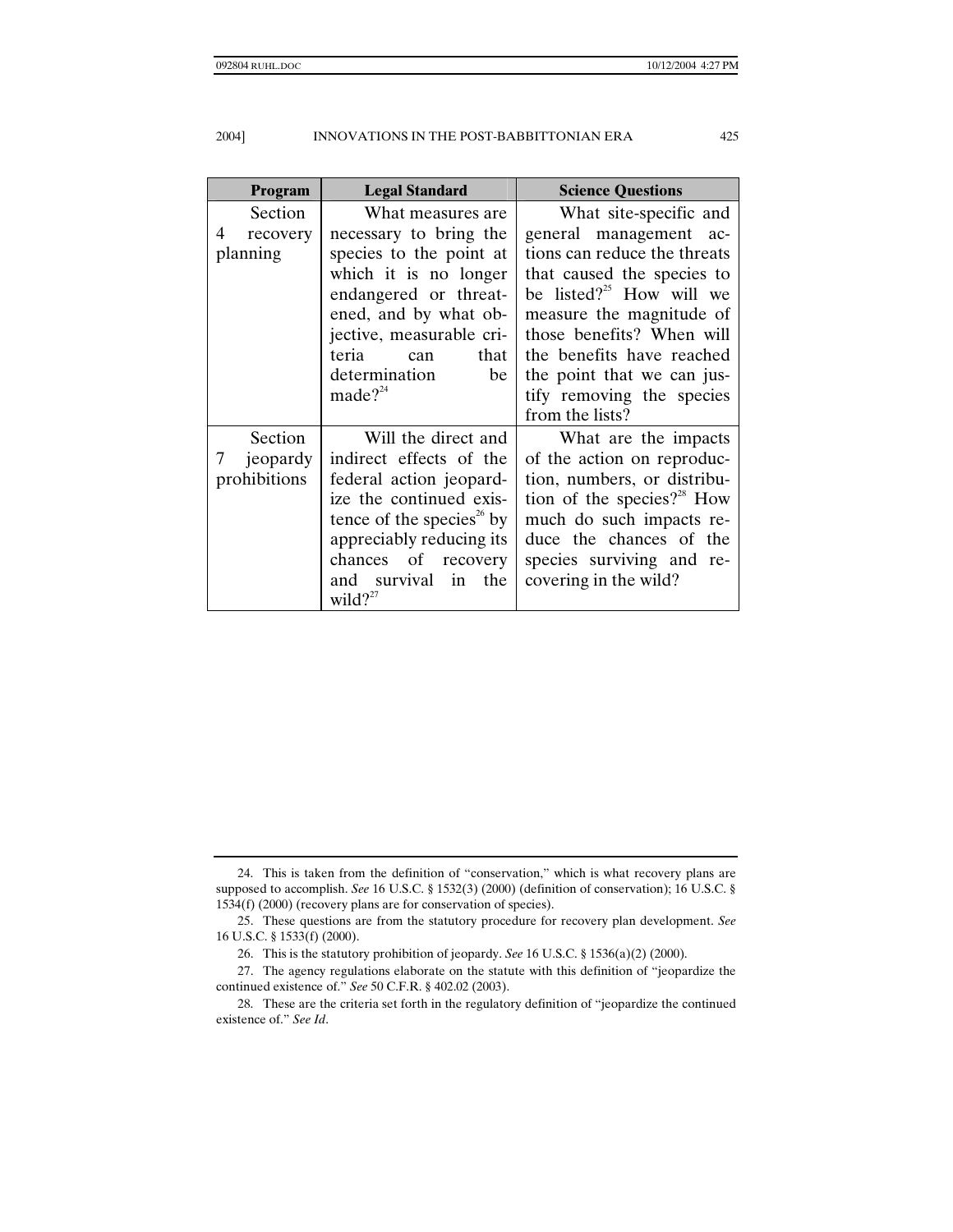| Program | Legal Standard | Science Questions |
| --- | --- | --- |
| Section 4 recovery planning | What measures are necessary to bring the species to the point at which it is no longer endangered or threatened, and by what objective, measurable criteria can that determination be made?[24] | What site-specific and general management actions can reduce the threats that caused the species to be listed?[25] How will we measure the magnitude of those benefits? When will the benefits have reached the point that we can justify removing the species from the lists? |
| Section 7 jeopardy prohibitions | Will the direct and indirect effects of the federal action jeopardize the continued existence of the species[26] by appreciably reducing its chances of recovery and survival in the wild?[27] | What are the impacts of the action on reproduction, numbers, or distribution of the species?[28] How much do such impacts reduce the chances of the species surviving and recovering in the wild? |

---

24. This is taken from the definition of "conservation," which is what recovery plans are supposed to accomplish. *See* 16 U.S.C. § 1532(3) (2000) (definition of conservation); 16 U.S.C. § 1534(f) (2000) (recovery plans are for conservation of species).

25. These questions are from the statutory procedure for recovery plan development. *See* 16 U.S.C. § 1533(f) (2000).

26. This is the statutory prohibition of jeopardy. *See* 16 U.S.C. § 1536(a)(2) (2000).

27. The agency regulations elaborate on the statute with this definition of "jeopardize the continued existence of." *See* 50 C.F.R. § 402.02 (2003).

28. These are the criteria set forth in the regulatory definition of "jeopardize the continued existence of." *See Id*.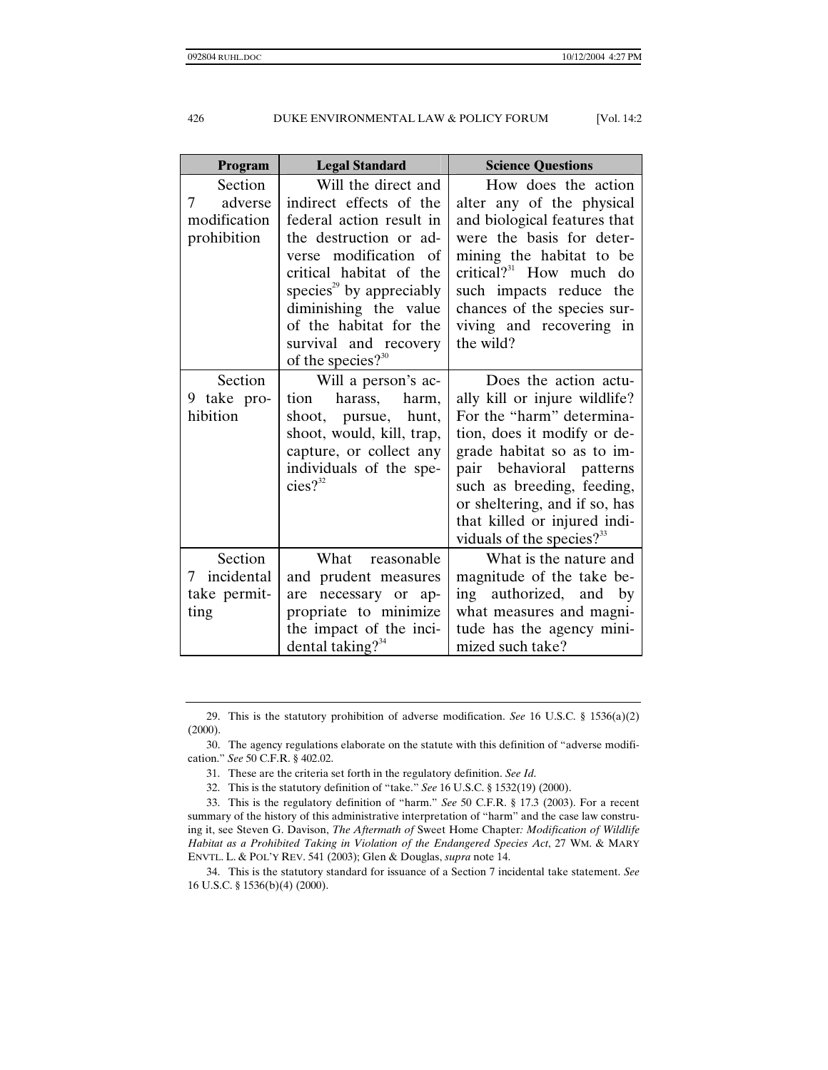| Program | Legal Standard | Science Questions |
|---|---|---|
| Section 7 adverse modification prohibition | Will the direct and indirect effects of the federal action result in the destruction or adverse modification of critical habitat of the species[29] by appreciably diminishing the value of the habitat for the survival and recovery of the species?[30] | How does the action alter any of the physical and biological features that were the basis for determining the habitat to be critical?[31] How much do such impacts reduce the chances of the species surviving and recovering in the wild? |
| Section 9 take prohibition | Will a person's action harass, harm, shoot, pursue, hunt, shoot, would, kill, trap, capture, or collect any individuals of the species?[32] | Does the action actually kill or injure wildlife? For the "harm" determination, does it modify or degrade habitat so as to impair behavioral patterns such as breeding, feeding, or sheltering, and if so, has that killed or injured individuals of the species?[33] |
| Section 7 incidental take permitting | What reasonable and prudent measures are necessary or appropriate to minimize the impact of the incidental taking?[34] | What is the nature and magnitude of the take being authorized, and by what measures and magnitude has the agency minimized such take? |

---

29. This is the statutory prohibition of adverse modification. *See* 16 U.S.C. § 1536(a)(2) (2000).

30. The agency regulations elaborate on the statute with this definition of "adverse modification." *See* 50 C.F.R. § 402.02.

31. These are the criteria set forth in the regulatory definition. *See Id.*

32. This is the statutory definition of "take." *See* 16 U.S.C. § 1532(19) (2000).

33. This is the regulatory definition of "harm." *See* 50 C.F.R. § 17.3 (2003). For a recent summary of the history of this administrative interpretation of "harm" and the case law construing it, see Steven G. Davison, *The Aftermath of* Sweet Home Chapter*: Modification of Wildlife Habitat as a Prohibited Taking in Violation of the Endangered Species Act*, 27 WM. & MARY ENVTL. L. & POL'Y REV. 541 (2003); Glen & Douglas, *supra* note 14.

34. This is the statutory standard for issuance of a Section 7 incidental take statement. *See* 16 U.S.C. § 1536(b)(4) (2000).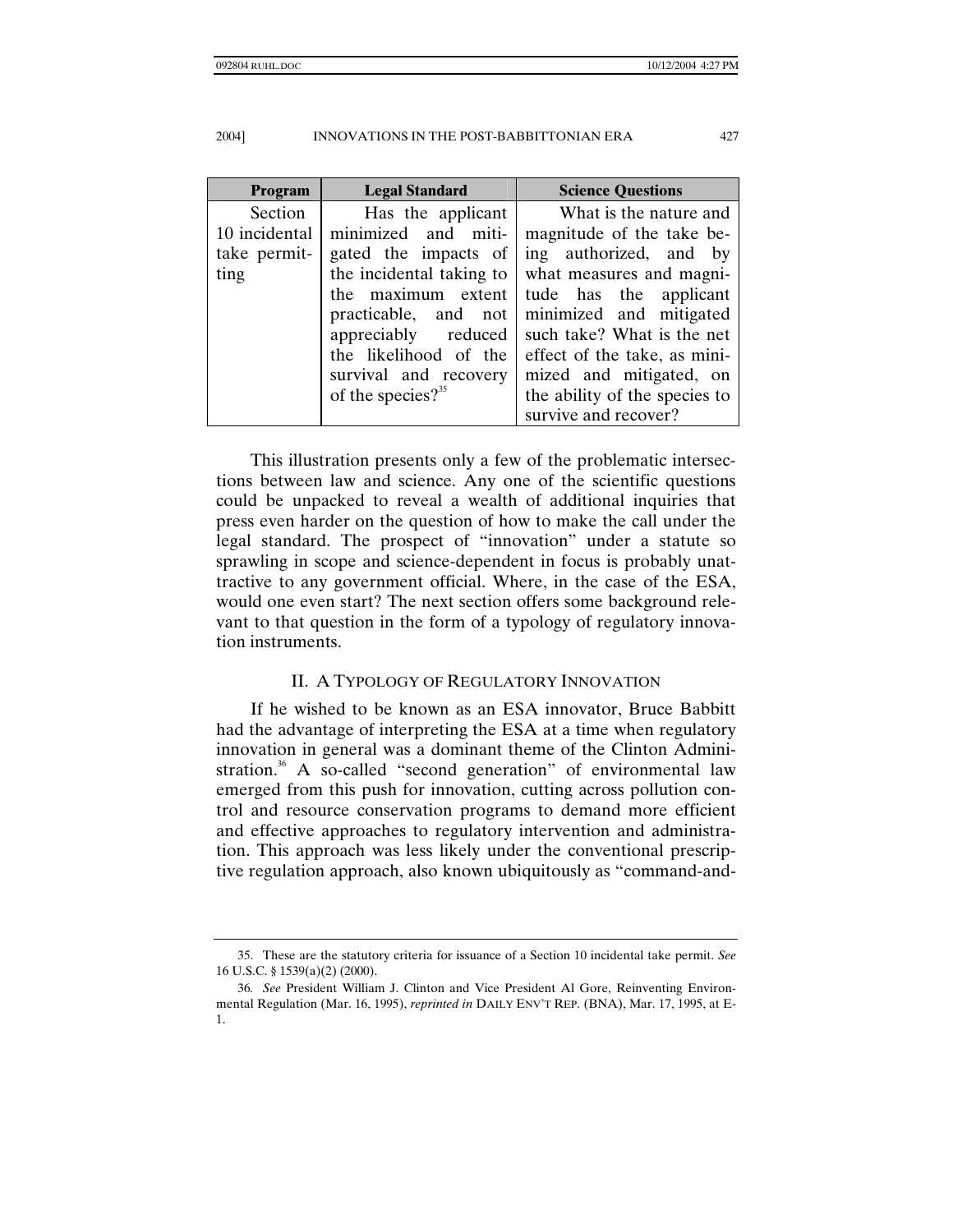| Program | Legal Standard | Science Questions |
| --- | --- | --- |
| Section 10 incidental take permitting | Has the applicant minimized and mitigated the impacts of the incidental taking to the maximum extent practicable, and not appreciably reduced the likelihood of the survival and recovery of the species?[35] | What is the nature and magnitude of the take being authorized, and by what measures and magnitude has the applicant minimized and mitigated such take? What is the net effect of the take, as minimized and mitigated, on the ability of the species to survive and recover? |

This illustration presents only a few of the problematic intersections between law and science. Any one of the scientific questions could be unpacked to reveal a wealth of additional inquiries that press even harder on the question of how to make the call under the legal standard. The prospect of "innovation" under a statute so sprawling in scope and science-dependent in focus is probably unattractive to any government official. Where, in the case of the ESA, would one even start? The next section offers some background relevant to that question in the form of a typology of regulatory innovation instruments.

## II. A TYPOLOGY OF REGULATORY INNOVATION

If he wished to be known as an ESA innovator, Bruce Babbitt had the advantage of interpreting the ESA at a time when regulatory innovation in general was a dominant theme of the Clinton Administration.[36] A so-called "second generation" of environmental law emerged from this push for innovation, cutting across pollution control and resource conservation programs to demand more efficient and effective approaches to regulatory intervention and administration. This approach was less likely under the conventional prescriptive regulation approach, also known ubiquitously as "command-and-

---

35. These are the statutory criteria for issuance of a Section 10 incidental take permit. *See* 16 U.S.C. § 1539(a)(2) (2000).

36. *See* President William J. Clinton and Vice President Al Gore, Reinventing Environmental Regulation (Mar. 16, 1995), *reprinted in* DAILY ENV'T REP. (BNA), Mar. 17, 1995, at E-1.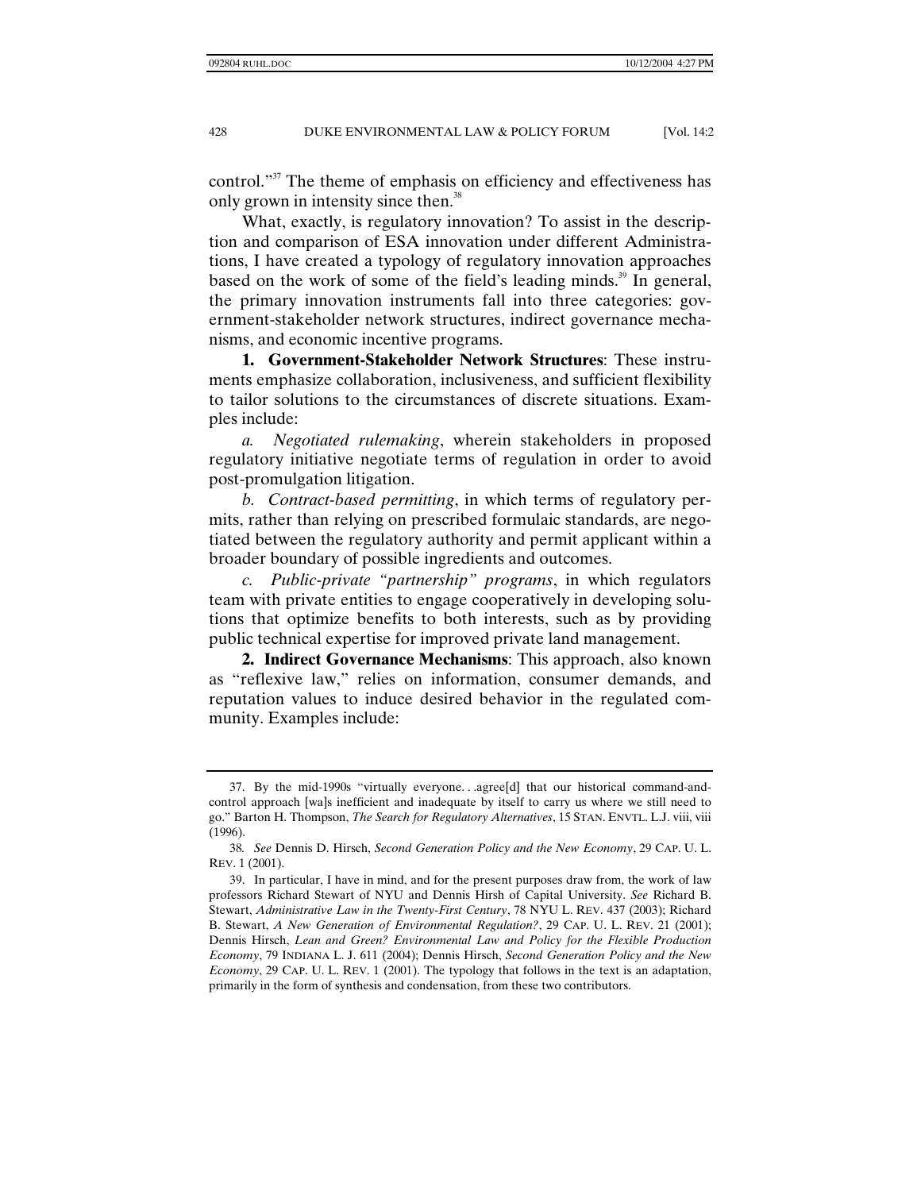control."[37] The theme of emphasis on efficiency and effectiveness has only grown in intensity since then.[38]

What, exactly, is regulatory innovation? To assist in the description and comparison of ESA innovation under different Administrations, I have created a typology of regulatory innovation approaches based on the work of some of the field's leading minds.[39] In general, the primary innovation instruments fall into three categories: government-stakeholder network structures, indirect governance mechanisms, and economic incentive programs.

**1. Government-Stakeholder Network Structures**: These instruments emphasize collaboration, inclusiveness, and sufficient flexibility to tailor solutions to the circumstances of discrete situations. Examples include:

*a. Negotiated rulemaking*, wherein stakeholders in proposed regulatory initiative negotiate terms of regulation in order to avoid post-promulgation litigation.

*b. Contract-based permitting*, in which terms of regulatory permits, rather than relying on prescribed formulaic standards, are negotiated between the regulatory authority and permit applicant within a broader boundary of possible ingredients and outcomes.

*c. Public-private "partnership" programs*, in which regulators team with private entities to engage cooperatively in developing solutions that optimize benefits to both interests, such as by providing public technical expertise for improved private land management.

**2. Indirect Governance Mechanisms**: This approach, also known as "reflexive law," relies on information, consumer demands, and reputation values to induce desired behavior in the regulated community. Examples include:

---

37. By the mid-1990s "virtually everyone. . .agree[d] that our historical command-and-control approach [wa]s inefficient and inadequate by itself to carry us where we still need to go." Barton H. Thompson, *The Search for Regulatory Alternatives*, 15 STAN. ENVTL. L.J. viii, viii (1996).

38. *See* Dennis D. Hirsch, *Second Generation Policy and the New Economy*, 29 CAP. U. L. REV. 1 (2001).

39. In particular, I have in mind, and for the present purposes draw from, the work of law professors Richard Stewart of NYU and Dennis Hirsh of Capital University. *See* Richard B. Stewart, *Administrative Law in the Twenty-First Century*, 78 NYU L. REV. 437 (2003); Richard B. Stewart, *A New Generation of Environmental Regulation?*, 29 CAP. U. L. REV. 21 (2001); Dennis Hirsch, *Lean and Green? Environmental Law and Policy for the Flexible Production Economy*, 79 INDIANA L. J. 611 (2004); Dennis Hirsch, *Second Generation Policy and the New Economy*, 29 CAP. U. L. REV. 1 (2001). The typology that follows in the text is an adaptation, primarily in the form of synthesis and condensation, from these two contributors.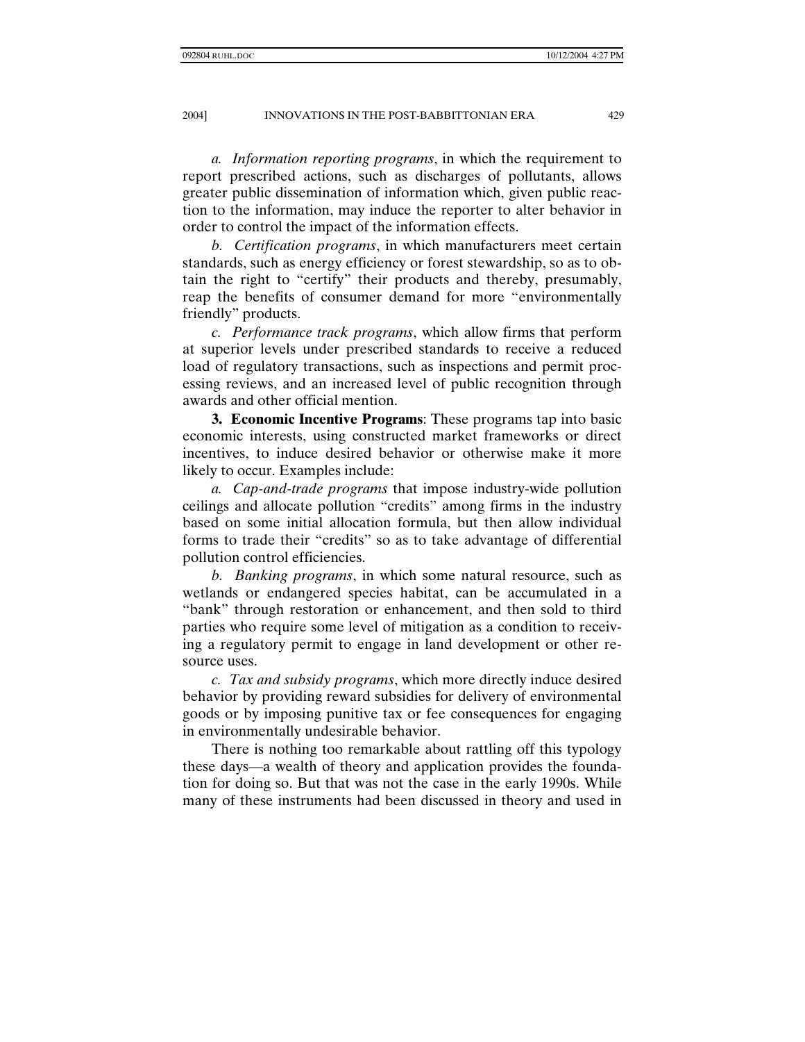*a. Information reporting programs*, in which the requirement to report prescribed actions, such as discharges of pollutants, allows greater public dissemination of information which, given public reaction to the information, may induce the reporter to alter behavior in order to control the impact of the information effects.

*b. Certification programs*, in which manufacturers meet certain standards, such as energy efficiency or forest stewardship, so as to obtain the right to "certify" their products and thereby, presumably, reap the benefits of consumer demand for more "environmentally friendly" products.

*c. Performance track programs*, which allow firms that perform at superior levels under prescribed standards to receive a reduced load of regulatory transactions, such as inspections and permit processing reviews, and an increased level of public recognition through awards and other official mention.

**3. Economic Incentive Programs**: These programs tap into basic economic interests, using constructed market frameworks or direct incentives, to induce desired behavior or otherwise make it more likely to occur. Examples include:

*a. Cap-and-trade programs* that impose industry-wide pollution ceilings and allocate pollution "credits" among firms in the industry based on some initial allocation formula, but then allow individual forms to trade their "credits" so as to take advantage of differential pollution control efficiencies.

*b. Banking programs*, in which some natural resource, such as wetlands or endangered species habitat, can be accumulated in a "bank" through restoration or enhancement, and then sold to third parties who require some level of mitigation as a condition to receiving a regulatory permit to engage in land development or other resource uses.

*c. Tax and subsidy programs*, which more directly induce desired behavior by providing reward subsidies for delivery of environmental goods or by imposing punitive tax or fee consequences for engaging in environmentally undesirable behavior.

There is nothing too remarkable about rattling off this typology these days—a wealth of theory and application provides the foundation for doing so. But that was not the case in the early 1990s. While many of these instruments had been discussed in theory and used in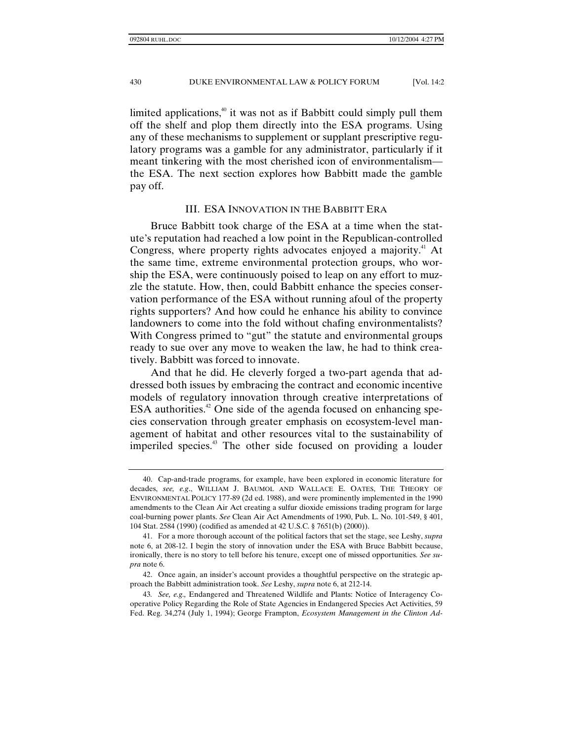limited applications,[40] it was not as if Babbitt could simply pull them off the shelf and plop them directly into the ESA programs. Using any of these mechanisms to supplement or supplant prescriptive regulatory programs was a gamble for any administrator, particularly if it meant tinkering with the most cherished icon of environmentalism—the ESA. The next section explores how Babbitt made the gamble pay off.

## III. ESA INNOVATION IN THE BABBITT ERA

Bruce Babbitt took charge of the ESA at a time when the statute's reputation had reached a low point in the Republican-controlled Congress, where property rights advocates enjoyed a majority.[41] At the same time, extreme environmental protection groups, who worship the ESA, were continuously poised to leap on any effort to muzzle the statute. How, then, could Babbitt enhance the species conservation performance of the ESA without running afoul of the property rights supporters? And how could he enhance his ability to convince landowners to come into the fold without chafing environmentalists? With Congress primed to "gut" the statute and environmental groups ready to sue over any move to weaken the law, he had to think creatively. Babbitt was forced to innovate.

And that he did. He cleverly forged a two-part agenda that addressed both issues by embracing the contract and economic incentive models of regulatory innovation through creative interpretations of ESA authorities.[42] One side of the agenda focused on enhancing species conservation through greater emphasis on ecosystem-level management of habitat and other resources vital to the sustainability of imperiled species.[43] The other side focused on providing a louder

---

40. Cap-and-trade programs, for example, have been explored in economic literature for decades, *see, e.g.*, WILLIAM J. BAUMOL AND WALLACE E. OATES, THE THEORY OF ENVIRONMENTAL POLICY 177-89 (2d ed. 1988), and were prominently implemented in the 1990 amendments to the Clean Air Act creating a sulfur dioxide emissions trading program for large coal-burning power plants. *See* Clean Air Act Amendments of 1990, Pub. L. No. 101-549, § 401, 104 Stat. 2584 (1990) (codified as amended at 42 U.S.C. § 7651(b) (2000)).

41. For a more thorough account of the political factors that set the stage, see Leshy, *supra* note 6, at 208-12. I begin the story of innovation under the ESA with Bruce Babbitt because, ironically, there is no story to tell before his tenure, except one of missed opportunities. *See supra* note 6.

42. Once again, an insider's account provides a thoughtful perspective on the strategic approach the Babbitt administration took. *See* Leshy, *supra* note 6, at 212-14.

43. *See, e.g.,* Endangered and Threatened Wildlife and Plants: Notice of Interagency Cooperative Policy Regarding the Role of State Agencies in Endangered Species Act Activities, 59 Fed. Reg. 34,274 (July 1, 1994); George Frampton, *Ecosystem Management in the Clinton Ad-*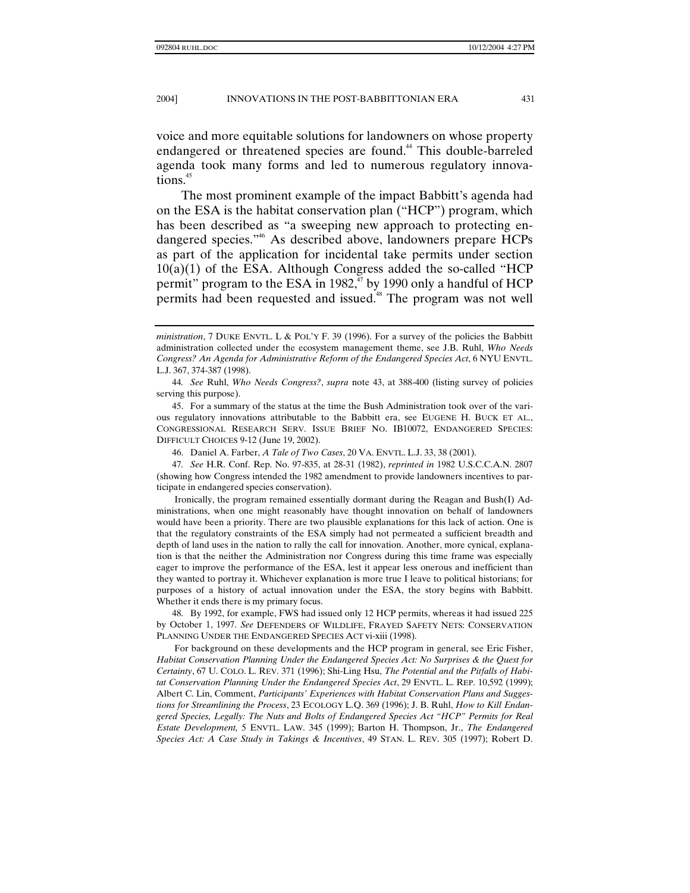voice and more equitable solutions for landowners on whose property endangered or threatened species are found.[44] This double-barreled agenda took many forms and led to numerous regulatory innovations.[45]

The most prominent example of the impact Babbitt's agenda had on the ESA is the habitat conservation plan ("HCP") program, which has been described as "a sweeping new approach to protecting endangered species."[46] As described above, landowners prepare HCPs as part of the application for incidental take permits under section 10(a)(1) of the ESA. Although Congress added the so-called "HCP permit" program to the ESA in 1982,[47] by 1990 only a handful of HCP permits had been requested and issued.[48] The program was not well

---

*ministration*, 7 DUKE ENVTL. L & POL'Y F. 39 (1996). For a survey of the policies the Babbitt administration collected under the ecosystem management theme, see J.B. Ruhl, *Who Needs Congress? An Agenda for Administrative Reform of the Endangered Species Act*, 6 NYU ENVTL. L.J. 367, 374-387 (1998).

44. *See* Ruhl, *Who Needs Congress?*, *supra* note 43, at 388-400 (listing survey of policies serving this purpose).

45. For a summary of the status at the time the Bush Administration took over of the various regulatory innovations attributable to the Babbitt era, see EUGENE H. BUCK ET AL., CONGRESSIONAL RESEARCH SERV. ISSUE BRIEF NO. IB10072, ENDANGERED SPECIES: DIFFICULT CHOICES 9-12 (June 19, 2002).

46. Daniel A. Farber, *A Tale of Two Cases*, 20 VA. ENVTL. L.J. 33, 38 (2001).

47. *See* H.R. Conf. Rep. No. 97-835, at 28-31 (1982), *reprinted in* 1982 U.S.C.C.A.N. 2807 (showing how Congress intended the 1982 amendment to provide landowners incentives to participate in endangered species conservation).

Ironically, the program remained essentially dormant during the Reagan and Bush(I) Administrations, when one might reasonably have thought innovation on behalf of landowners would have been a priority. There are two plausible explanations for this lack of action. One is that the regulatory constraints of the ESA simply had not permeated a sufficient breadth and depth of land uses in the nation to rally the call for innovation. Another, more cynical, explanation is that the neither the Administration nor Congress during this time frame was especially eager to improve the performance of the ESA, lest it appear less onerous and inefficient than they wanted to portray it. Whichever explanation is more true I leave to political historians; for purposes of a history of actual innovation under the ESA, the story begins with Babbitt. Whether it ends there is my primary focus.

48. By 1992, for example, FWS had issued only 12 HCP permits, whereas it had issued 225 by October 1, 1997. *See* DEFENDERS OF WILDLIFE, FRAYED SAFETY NETS: CONSERVATION PLANNING UNDER THE ENDANGERED SPECIES ACT vi-xiii (1998).

For background on these developments and the HCP program in general, see Eric Fisher, *Habitat Conservation Planning Under the Endangered Species Act: No Surprises & the Quest for Certainty*, 67 U. COLO. L. REV. 371 (1996); Shi-Ling Hsu, *The Potential and the Pitfalls of Habitat Conservation Planning Under the Endangered Species Act*, 29 ENVTL. L. REP. 10,592 (1999); Albert C. Lin, Comment, *Participants' Experiences with Habitat Conservation Plans and Suggestions for Streamlining the Process*, 23 ECOLOGY L.Q. 369 (1996); J. B. Ruhl, *How to Kill Endangered Species, Legally: The Nuts and Bolts of Endangered Species Act "HCP" Permits for Real Estate Development,* 5 ENVTL. LAW. 345 (1999); Barton H. Thompson, Jr., *The Endangered Species Act: A Case Study in Takings & Incentives*, 49 STAN. L. REV. 305 (1997); Robert D.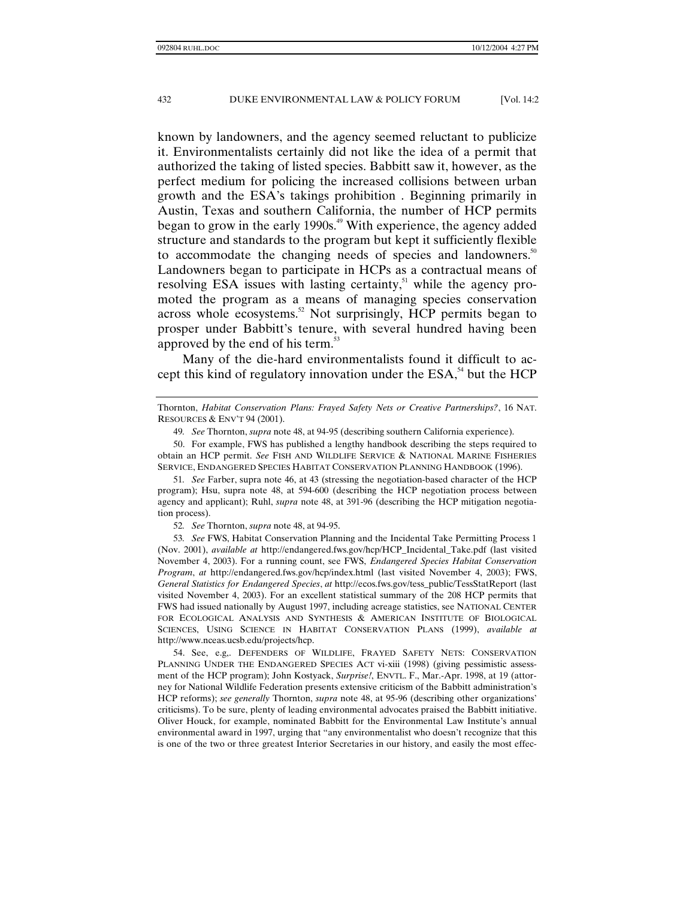known by landowners, and the agency seemed reluctant to publicize it. Environmentalists certainly did not like the idea of a permit that authorized the taking of listed species. Babbitt saw it, however, as the perfect medium for policing the increased collisions between urban growth and the ESA's takings prohibition . Beginning primarily in Austin, Texas and southern California, the number of HCP permits began to grow in the early 1990s.[49] With experience, the agency added structure and standards to the program but kept it sufficiently flexible to accommodate the changing needs of species and landowners.[50] Landowners began to participate in HCPs as a contractual means of resolving ESA issues with lasting certainty,[51] while the agency promoted the program as a means of managing species conservation across whole ecosystems.[52] Not surprisingly, HCP permits began to prosper under Babbitt's tenure, with several hundred having been approved by the end of his term.[53]

Many of the die-hard environmentalists found it difficult to accept this kind of regulatory innovation under the ESA,[54] but the HCP

---

Thornton, *Habitat Conservation Plans: Frayed Safety Nets or Creative Partnerships?*, 16 NAT. RESOURCES & ENV'T 94 (2001).

49. *See* Thornton, *supra* note 48, at 94-95 (describing southern California experience).

50. For example, FWS has published a lengthy handbook describing the steps required to obtain an HCP permit. *See* FISH AND WILDLIFE SERVICE & NATIONAL MARINE FISHERIES SERVICE, ENDANGERED SPECIES HABITAT CONSERVATION PLANNING HANDBOOK (1996).

51. *See* Farber, supra note 46, at 43 (stressing the negotiation-based character of the HCP program); Hsu, supra note 48, at 594-600 (describing the HCP negotiation process between agency and applicant); Ruhl, *supra* note 48, at 391-96 (describing the HCP mitigation negotiation process).

52. *See* Thornton, *supra* note 48, at 94-95.

53. *See* FWS, Habitat Conservation Planning and the Incidental Take Permitting Process 1 (Nov. 2001), *available at* http://endangered.fws.gov/hcp/HCP_Incidental_Take.pdf (last visited November 4, 2003). For a running count, see FWS, *Endangered Species Habitat Conservation Program*, *at* http://endangered.fws.gov/hcp/index.html (last visited November 4, 2003); FWS, *General Statistics for Endangered Species*, *at* http://ecos.fws.gov/tess_public/TessStatReport (last visited November 4, 2003). For an excellent statistical summary of the 208 HCP permits that FWS had issued nationally by August 1997, including acreage statistics, see NATIONAL CENTER FOR ECOLOGICAL ANALYSIS AND SYNTHESIS & AMERICAN INSTITUTE OF BIOLOGICAL SCIENCES, USING SCIENCE IN HABITAT CONSERVATION PLANS (1999), *available at* http://www.nceas.ucsb.edu/projects/hcp.

54. See, e.g,. DEFENDERS OF WILDLIFE, FRAYED SAFETY NETS: CONSERVATION PLANNING UNDER THE ENDANGERED SPECIES ACT vi-xiii (1998) (giving pessimistic assessment of the HCP program); John Kostyack, *Surprise!*, ENVTL. F., Mar.-Apr. 1998, at 19 (attorney for National Wildlife Federation presents extensive criticism of the Babbitt administration's HCP reforms); *see generally* Thornton, *supra* note 48, at 95-96 (describing other organizations' criticisms). To be sure, plenty of leading environmental advocates praised the Babbitt initiative. Oliver Houck, for example, nominated Babbitt for the Environmental Law Institute's annual environmental award in 1997, urging that "any environmentalist who doesn't recognize that this is one of the two or three greatest Interior Secretaries in our history, and easily the most effec-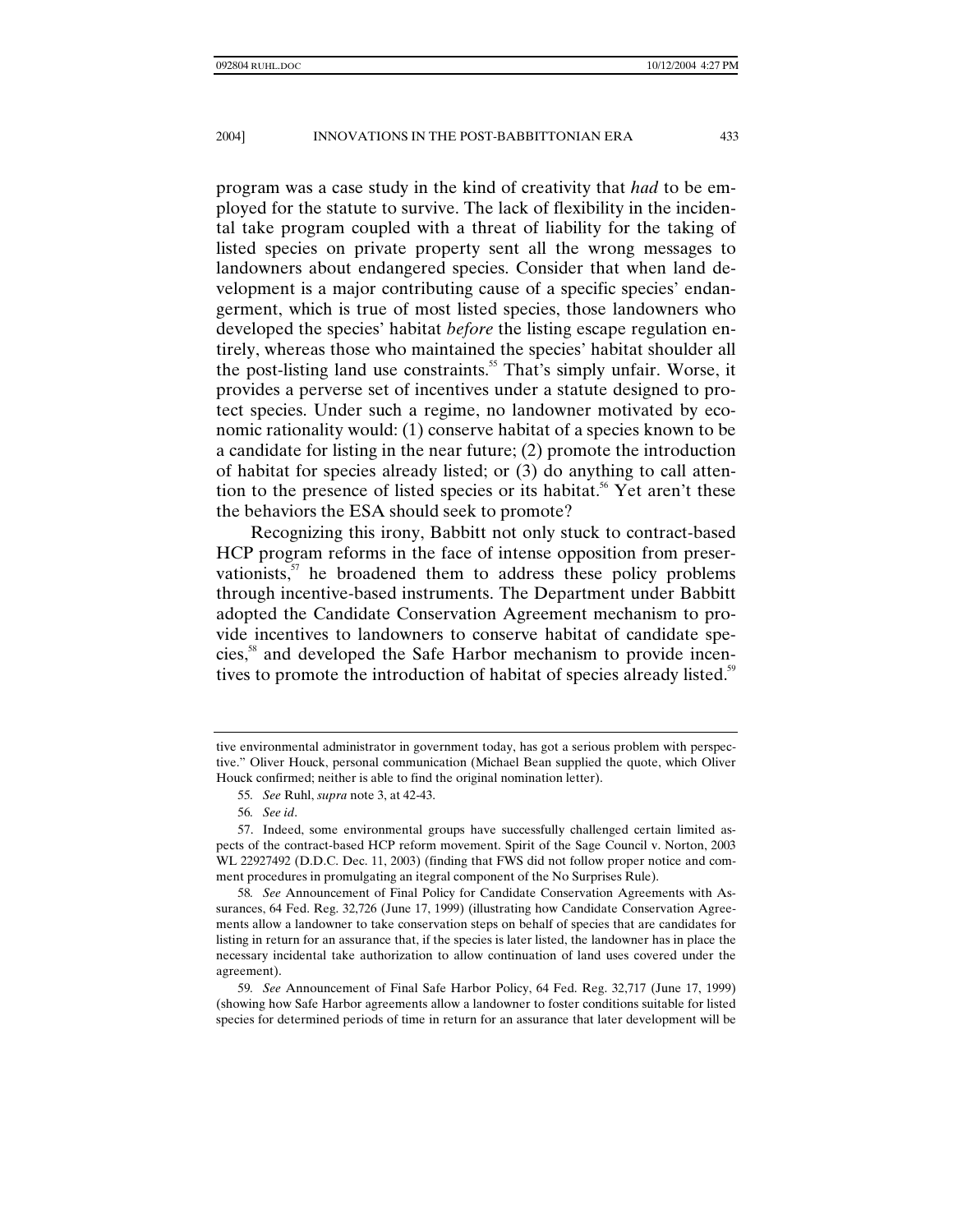program was a case study in the kind of creativity that *had* to be employed for the statute to survive. The lack of flexibility in the incidental take program coupled with a threat of liability for the taking of listed species on private property sent all the wrong messages to landowners about endangered species. Consider that when land development is a major contributing cause of a specific species' endangerment, which is true of most listed species, those landowners who developed the species' habitat *before* the listing escape regulation entirely, whereas those who maintained the species' habitat shoulder all the post-listing land use constraints.[55] That's simply unfair. Worse, it provides a perverse set of incentives under a statute designed to protect species. Under such a regime, no landowner motivated by economic rationality would: (1) conserve habitat of a species known to be a candidate for listing in the near future; (2) promote the introduction of habitat for species already listed; or (3) do anything to call attention to the presence of listed species or its habitat.[56] Yet aren't these the behaviors the ESA should seek to promote?

Recognizing this irony, Babbitt not only stuck to contract-based HCP program reforms in the face of intense opposition from preservationists,[57] he broadened them to address these policy problems through incentive-based instruments. The Department under Babbitt adopted the Candidate Conservation Agreement mechanism to provide incentives to landowners to conserve habitat of candidate species,[58] and developed the Safe Harbor mechanism to provide incentives to promote the introduction of habitat of species already listed.[59]

---

tive environmental administrator in government today, has got a serious problem with perspective." Oliver Houck, personal communication (Michael Bean supplied the quote, which Oliver Houck confirmed; neither is able to find the original nomination letter).

55. *See* Ruhl, *supra* note 3, at 42-43.

56. *See id*.

57. Indeed, some environmental groups have successfully challenged certain limited aspects of the contract-based HCP reform movement. Spirit of the Sage Council v. Norton, 2003 WL 22927492 (D.D.C. Dec. 11, 2003) (finding that FWS did not follow proper notice and comment procedures in promulgating an integral component of the No Surprises Rule).

58. *See* Announcement of Final Policy for Candidate Conservation Agreements with Assurances, 64 Fed. Reg. 32,726 (June 17, 1999) (illustrating how Candidate Conservation Agreements allow a landowner to take conservation steps on behalf of species that are candidates for listing in return for an assurance that, if the species is later listed, the landowner has in place the necessary incidental take authorization to allow continuation of land uses covered under the agreement).

59. *See* Announcement of Final Safe Harbor Policy, 64 Fed. Reg. 32,717 (June 17, 1999) (showing how Safe Harbor agreements allow a landowner to foster conditions suitable for listed species for determined periods of time in return for an assurance that later development will be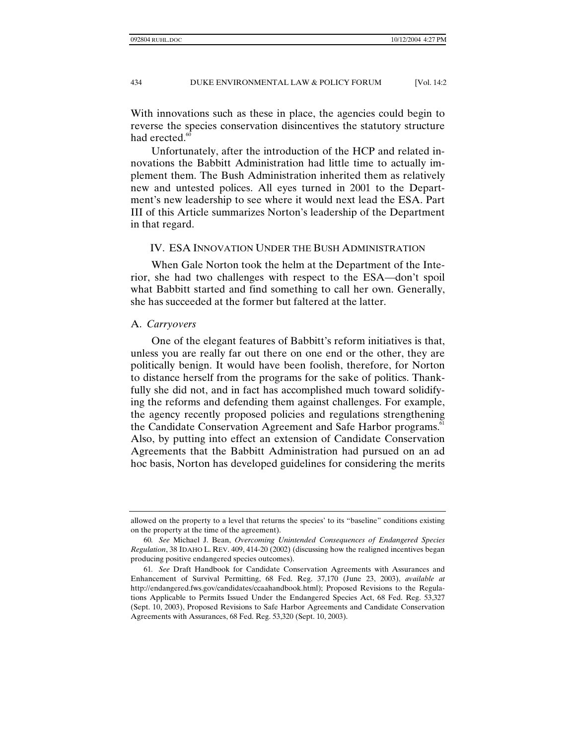With innovations such as these in place, the agencies could begin to reverse the species conservation disincentives the statutory structure had erected.[60]

Unfortunately, after the introduction of the HCP and related innovations the Babbitt Administration had little time to actually implement them. The Bush Administration inherited them as relatively new and untested polices. All eyes turned in 2001 to the Department's new leadership to see where it would next lead the ESA. Part III of this Article summarizes Norton's leadership of the Department in that regard.

## IV. ESA INNOVATION UNDER THE BUSH ADMINISTRATION

When Gale Norton took the helm at the Department of the Interior, she had two challenges with respect to the ESA—don't spoil what Babbitt started and find something to call her own. Generally, she has succeeded at the former but faltered at the latter.

### A. *Carryovers*

One of the elegant features of Babbitt's reform initiatives is that, unless you are really far out there on one end or the other, they are politically benign. It would have been foolish, therefore, for Norton to distance herself from the programs for the sake of politics. Thankfully she did not, and in fact has accomplished much toward solidifying the reforms and defending them against challenges. For example, the agency recently proposed policies and regulations strengthening the Candidate Conservation Agreement and Safe Harbor programs.[61] Also, by putting into effect an extension of Candidate Conservation Agreements that the Babbitt Administration had pursued on an ad hoc basis, Norton has developed guidelines for considering the merits

---

allowed on the property to a level that returns the species' to its "baseline" conditions existing on the property at the time of the agreement).

60. *See* Michael J. Bean, *Overcoming Unintended Consequences of Endangered Species Regulation*, 38 IDAHO L. REV. 409, 414-20 (2002) (discussing how the realigned incentives began producing positive endangered species outcomes).

61. *See* Draft Handbook for Candidate Conservation Agreements with Assurances and Enhancement of Survival Permitting, 68 Fed. Reg. 37,170 (June 23, 2003), *available at* http://endangered.fws.gov/candidates/ccaahandbook.html); Proposed Revisions to the Regulations Applicable to Permits Issued Under the Endangered Species Act, 68 Fed. Reg. 53,327 (Sept. 10, 2003), Proposed Revisions to Safe Harbor Agreements and Candidate Conservation Agreements with Assurances, 68 Fed. Reg. 53,320 (Sept. 10, 2003).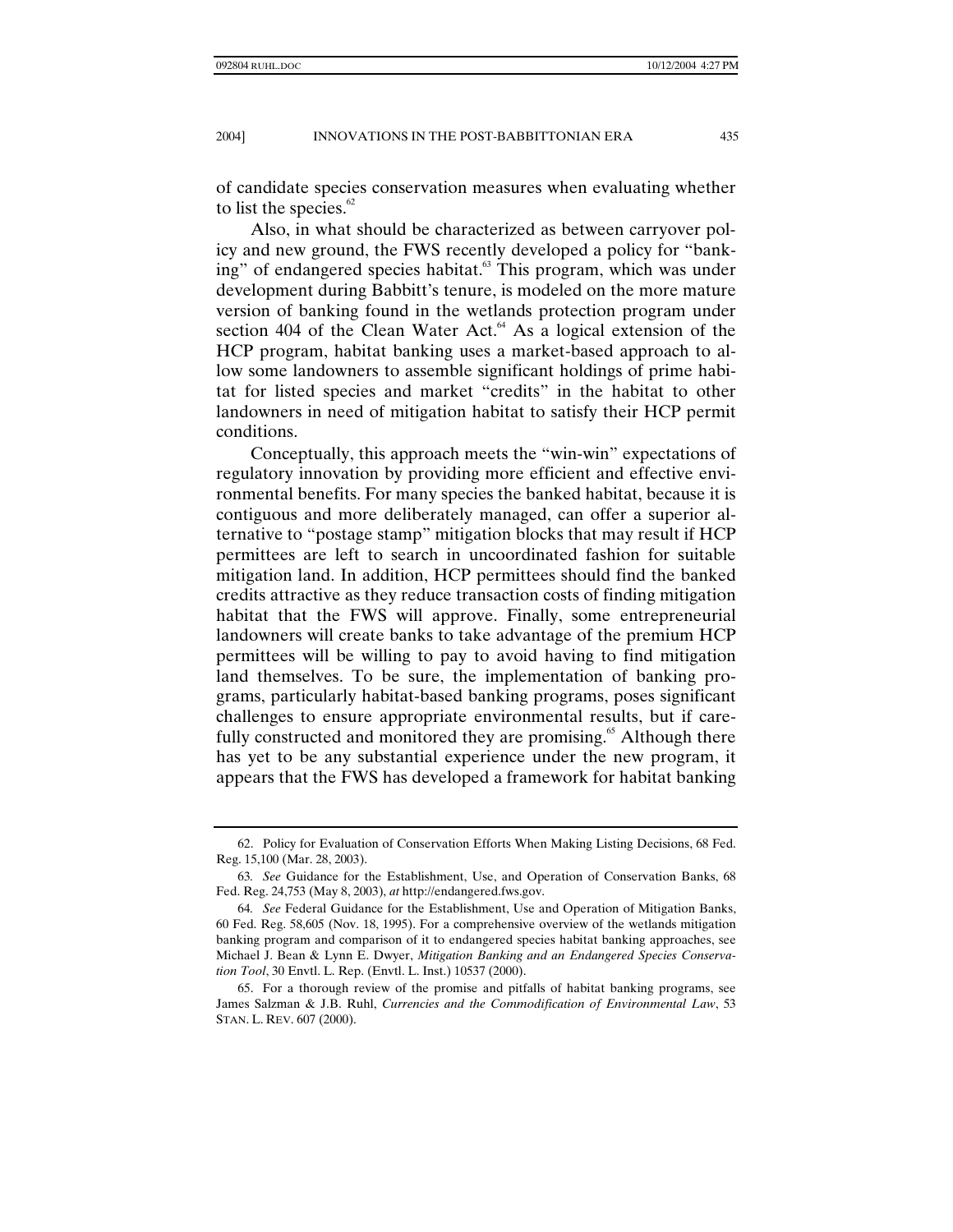of candidate species conservation measures when evaluating whether to list the species.[62]

Also, in what should be characterized as between carryover policy and new ground, the FWS recently developed a policy for "banking" of endangered species habitat.[63] This program, which was under development during Babbitt's tenure, is modeled on the more mature version of banking found in the wetlands protection program under section 404 of the Clean Water Act.[64] As a logical extension of the HCP program, habitat banking uses a market-based approach to allow some landowners to assemble significant holdings of prime habitat for listed species and market "credits" in the habitat to other landowners in need of mitigation habitat to satisfy their HCP permit conditions.

Conceptually, this approach meets the "win-win" expectations of regulatory innovation by providing more efficient and effective environmental benefits. For many species the banked habitat, because it is contiguous and more deliberately managed, can offer a superior alternative to "postage stamp" mitigation blocks that may result if HCP permittees are left to search in uncoordinated fashion for suitable mitigation land. In addition, HCP permittees should find the banked credits attractive as they reduce transaction costs of finding mitigation habitat that the FWS will approve. Finally, some entrepreneurial landowners will create banks to take advantage of the premium HCP permittees will be willing to pay to avoid having to find mitigation land themselves. To be sure, the implementation of banking programs, particularly habitat-based banking programs, poses significant challenges to ensure appropriate environmental results, but if carefully constructed and monitored they are promising.[65] Although there has yet to be any substantial experience under the new program, it appears that the FWS has developed a framework for habitat banking

---

62. Policy for Evaluation of Conservation Efforts When Making Listing Decisions, 68 Fed. Reg. 15,100 (Mar. 28, 2003).

63. *See* Guidance for the Establishment, Use, and Operation of Conservation Banks, 68 Fed. Reg. 24,753 (May 8, 2003), *at* http://endangered.fws.gov.

64. *See* Federal Guidance for the Establishment, Use and Operation of Mitigation Banks, 60 Fed. Reg. 58,605 (Nov. 18, 1995). For a comprehensive overview of the wetlands mitigation banking program and comparison of it to endangered species habitat banking approaches, see Michael J. Bean & Lynn E. Dwyer, *Mitigation Banking and an Endangered Species Conservation Tool*, 30 Envtl. L. Rep. (Envtl. L. Inst.) 10537 (2000).

65. For a thorough review of the promise and pitfalls of habitat banking programs, see James Salzman & J.B. Ruhl, *Currencies and the Commodification of Environmental Law*, 53 STAN. L. REV. 607 (2000).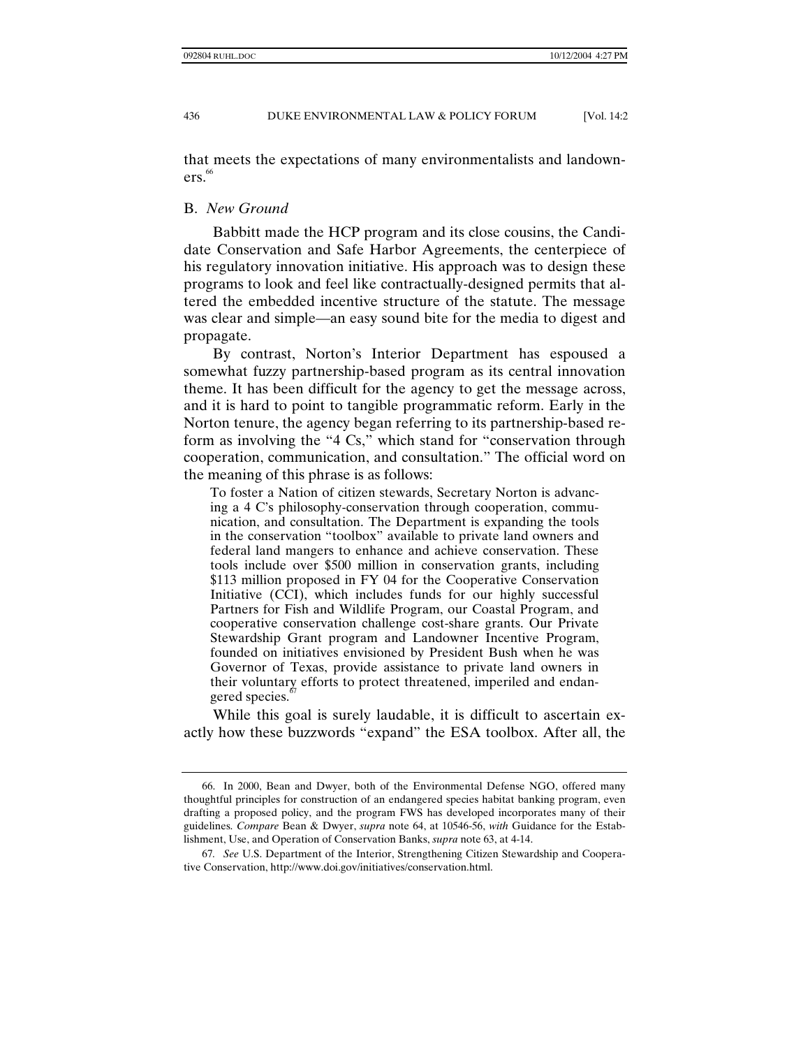that meets the expectations of many environmentalists and landowners.[66]

### B. *New Ground*

Babbitt made the HCP program and its close cousins, the Candidate Conservation and Safe Harbor Agreements, the centerpiece of his regulatory innovation initiative. His approach was to design these programs to look and feel like contractually-designed permits that altered the embedded incentive structure of the statute. The message was clear and simple—an easy sound bite for the media to digest and propagate.

By contrast, Norton's Interior Department has espoused a somewhat fuzzy partnership-based program as its central innovation theme. It has been difficult for the agency to get the message across, and it is hard to point to tangible programmatic reform. Early in the Norton tenure, the agency began referring to its partnership-based reform as involving the "4 Cs," which stand for "conservation through cooperation, communication, and consultation." The official word on the meaning of this phrase is as follows:

> To foster a Nation of citizen stewards, Secretary Norton is advancing a 4 C's philosophy-conservation through cooperation, communication, and consultation. The Department is expanding the tools in the conservation "toolbox" available to private land owners and federal land mangers to enhance and achieve conservation. These tools include over $500 million in conservation grants, including $113 million proposed in FY 04 for the Cooperative Conservation Initiative (CCI), which includes funds for our highly successful Partners for Fish and Wildlife Program, our Coastal Program, and cooperative conservation challenge cost-share grants. Our Private Stewardship Grant program and Landowner Incentive Program, founded on initiatives envisioned by President Bush when he was Governor of Texas, provide assistance to private land owners in their voluntary efforts to protect threatened, imperiled and endangered species.[67]

While this goal is surely laudable, it is difficult to ascertain exactly how these buzzwords "expand" the ESA toolbox. After all, the

---

66. In 2000, Bean and Dwyer, both of the Environmental Defense NGO, offered many thoughtful principles for construction of an endangered species habitat banking program, even drafting a proposed policy, and the program FWS has developed incorporates many of their guidelines. *Compare* Bean & Dwyer, *supra* note 64, at 10546-56, *with* Guidance for the Establishment, Use, and Operation of Conservation Banks, *supra* note 63, at 4-14.

67. *See* U.S. Department of the Interior, Strengthening Citizen Stewardship and Cooperative Conservation, http://www.doi.gov/initiatives/conservation.html.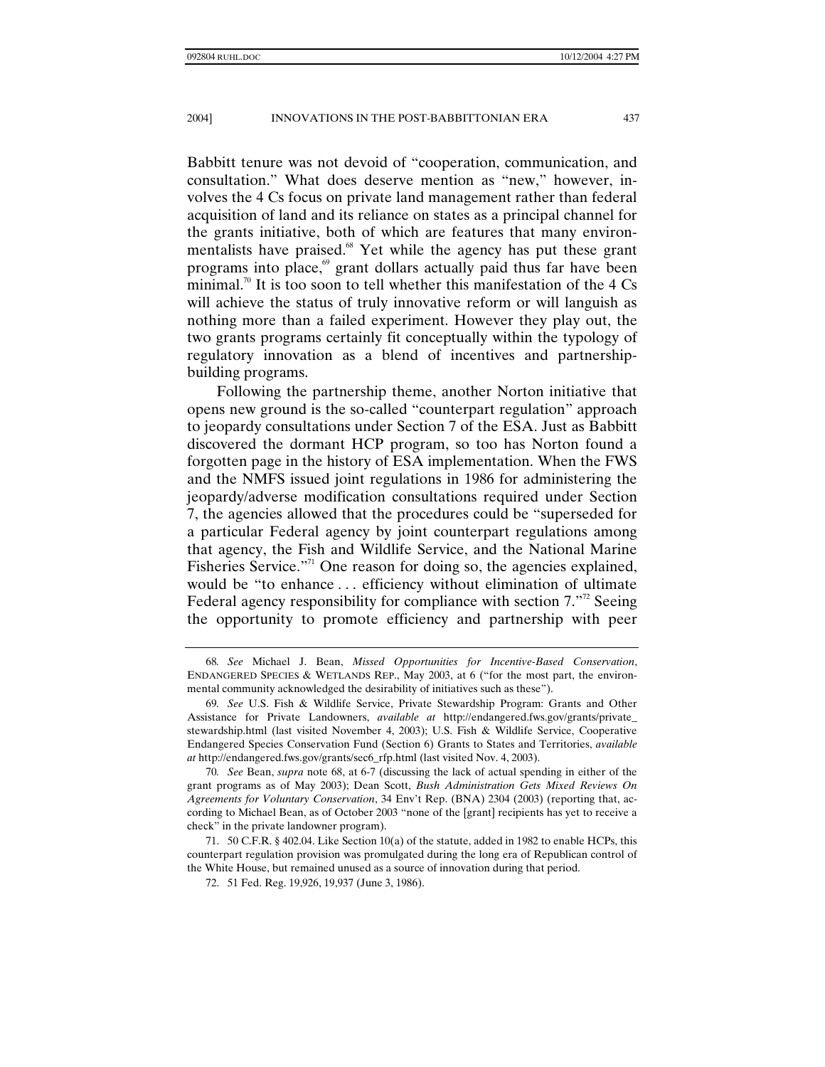Babbitt tenure was not devoid of "cooperation, communication, and consultation." What does deserve mention as "new," however, involves the 4 Cs focus on private land management rather than federal acquisition of land and its reliance on states as a principal channel for the grants initiative, both of which are features that many environmentalists have praised.[68] Yet while the agency has put these grant programs into place,[69] grant dollars actually paid thus far have been minimal.[70] It is too soon to tell whether this manifestation of the 4 Cs will achieve the status of truly innovative reform or will languish as nothing more than a failed experiment. However they play out, the two grants programs certainly fit conceptually within the typology of regulatory innovation as a blend of incentives and partnership-building programs.

Following the partnership theme, another Norton initiative that opens new ground is the so-called "counterpart regulation" approach to jeopardy consultations under Section 7 of the ESA. Just as Babbitt discovered the dormant HCP program, so too has Norton found a forgotten page in the history of ESA implementation. When the FWS and the NMFS issued joint regulations in 1986 for administering the jeopardy/adverse modification consultations required under Section 7, the agencies allowed that the procedures could be "superseded for a particular Federal agency by joint counterpart regulations among that agency, the Fish and Wildlife Service, and the National Marine Fisheries Service."[71] One reason for doing so, the agencies explained, would be "to enhance . . . efficiency without elimination of ultimate Federal agency responsibility for compliance with section 7."[72] Seeing the opportunity to promote efficiency and partnership with peer

---

68. *See* Michael J. Bean, *Missed Opportunities for Incentive-Based Conservation*, ENDANGERED SPECIES & WETLANDS REP., May 2003, at 6 ("for the most part, the environmental community acknowledged the desirability of initiatives such as these").

69. *See* U.S. Fish & Wildlife Service, Private Stewardship Program: Grants and Other Assistance for Private Landowners, *available at* http://endangered.fws.gov/grants/private_stewardship.html (last visited November 4, 2003); U.S. Fish & Wildlife Service, Cooperative Endangered Species Conservation Fund (Section 6) Grants to States and Territories, *available at* http://endangered.fws.gov/grants/sec6_rfp.html (last visited Nov. 4, 2003).

70. *See* Bean, *supra* note 68, at 6-7 (discussing the lack of actual spending in either of the grant programs as of May 2003); Dean Scott, *Bush Administration Gets Mixed Reviews On Agreements for Voluntary Conservation*, 34 Env't Rep. (BNA) 2304 (2003) (reporting that, according to Michael Bean, as of October 2003 "none of the [grant] recipients has yet to receive a check" in the private landowner program).

71. 50 C.F.R. § 402.04. Like Section 10(a) of the statute, added in 1982 to enable HCPs, this counterpart regulation provision was promulgated during the long era of Republican control of the White House, but remained unused as a source of innovation during that period.

72. 51 Fed. Reg. 19,926, 19,937 (June 3, 1986).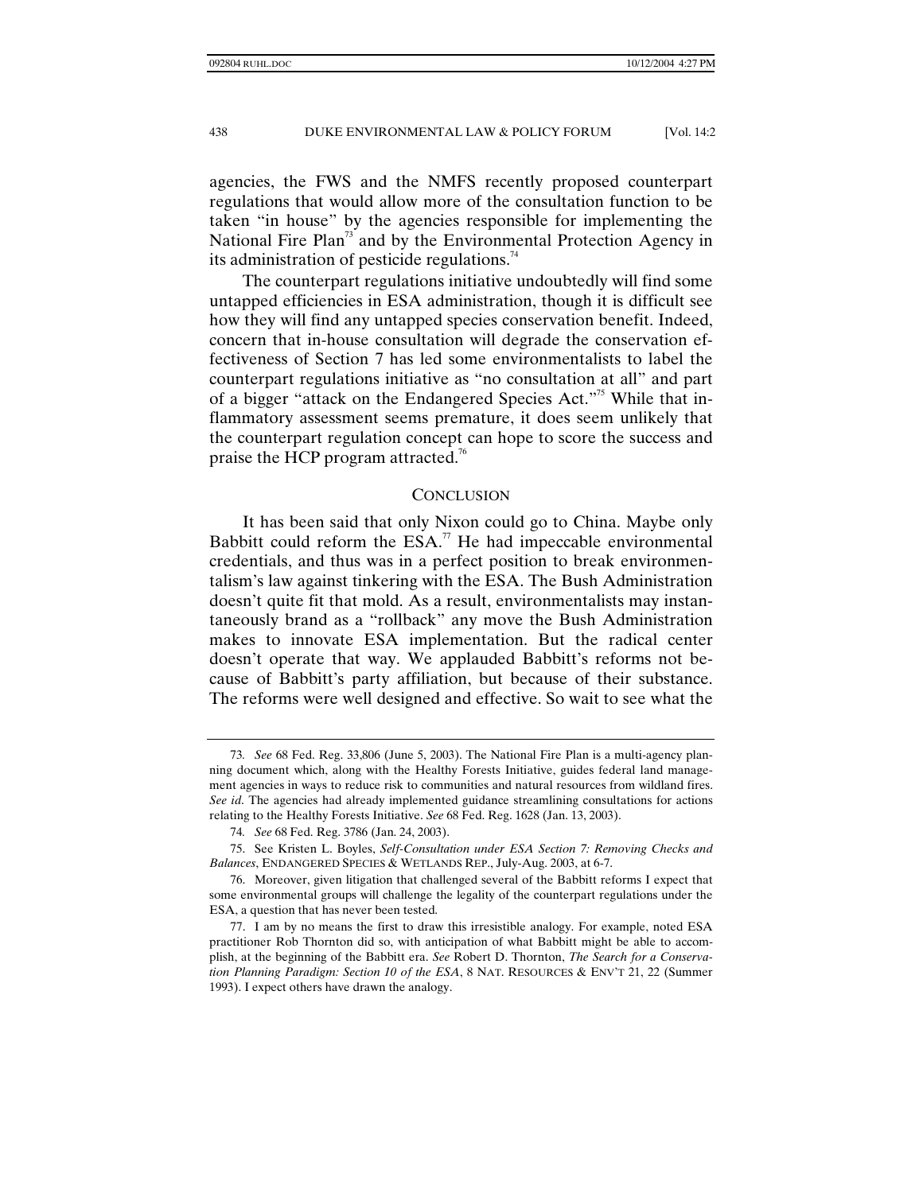agencies, the FWS and the NMFS recently proposed counterpart regulations that would allow more of the consultation function to be taken "in house" by the agencies responsible for implementing the National Fire Plan[73] and by the Environmental Protection Agency in its administration of pesticide regulations.[74]

The counterpart regulations initiative undoubtedly will find some untapped efficiencies in ESA administration, though it is difficult see how they will find any untapped species conservation benefit. Indeed, concern that in-house consultation will degrade the conservation effectiveness of Section 7 has led some environmentalists to label the counterpart regulations initiative as "no consultation at all" and part of a bigger "attack on the Endangered Species Act."[75] While that inflammatory assessment seems premature, it does seem unlikely that the counterpart regulation concept can hope to score the success and praise the HCP program attracted.[76]

## CONCLUSION

It has been said that only Nixon could go to China. Maybe only Babbitt could reform the ESA.[77] He had impeccable environmental credentials, and thus was in a perfect position to break environmentalism's law against tinkering with the ESA. The Bush Administration doesn't quite fit that mold. As a result, environmentalists may instantaneously brand as a "rollback" any move the Bush Administration makes to innovate ESA implementation. But the radical center doesn't operate that way. We applauded Babbitt's reforms not because of Babbitt's party affiliation, but because of their substance. The reforms were well designed and effective. So wait to see what the

---

73. *See* 68 Fed. Reg. 33,806 (June 5, 2003). The National Fire Plan is a multi-agency planning document which, along with the Healthy Forests Initiative, guides federal land management agencies in ways to reduce risk to communities and natural resources from wildland fires. *See id*. The agencies had already implemented guidance streamlining consultations for actions relating to the Healthy Forests Initiative. *See* 68 Fed. Reg. 1628 (Jan. 13, 2003).

74. *See* 68 Fed. Reg. 3786 (Jan. 24, 2003).

75. See Kristen L. Boyles, *Self-Consultation under ESA Section 7: Removing Checks and Balances*, ENDANGERED SPECIES & WETLANDS REP., July-Aug. 2003, at 6-7.

76. Moreover, given litigation that challenged several of the Babbitt reforms I expect that some environmental groups will challenge the legality of the counterpart regulations under the ESA, a question that has never been tested.

77. I am by no means the first to draw this irresistible analogy. For example, noted ESA practitioner Rob Thornton did so, with anticipation of what Babbitt might be able to accomplish, at the beginning of the Babbitt era. *See* Robert D. Thornton, *The Search for a Conservation Planning Paradigm: Section 10 of the ESA*, 8 NAT. RESOURCES & ENV'T 21, 22 (Summer 1993). I expect others have drawn the analogy.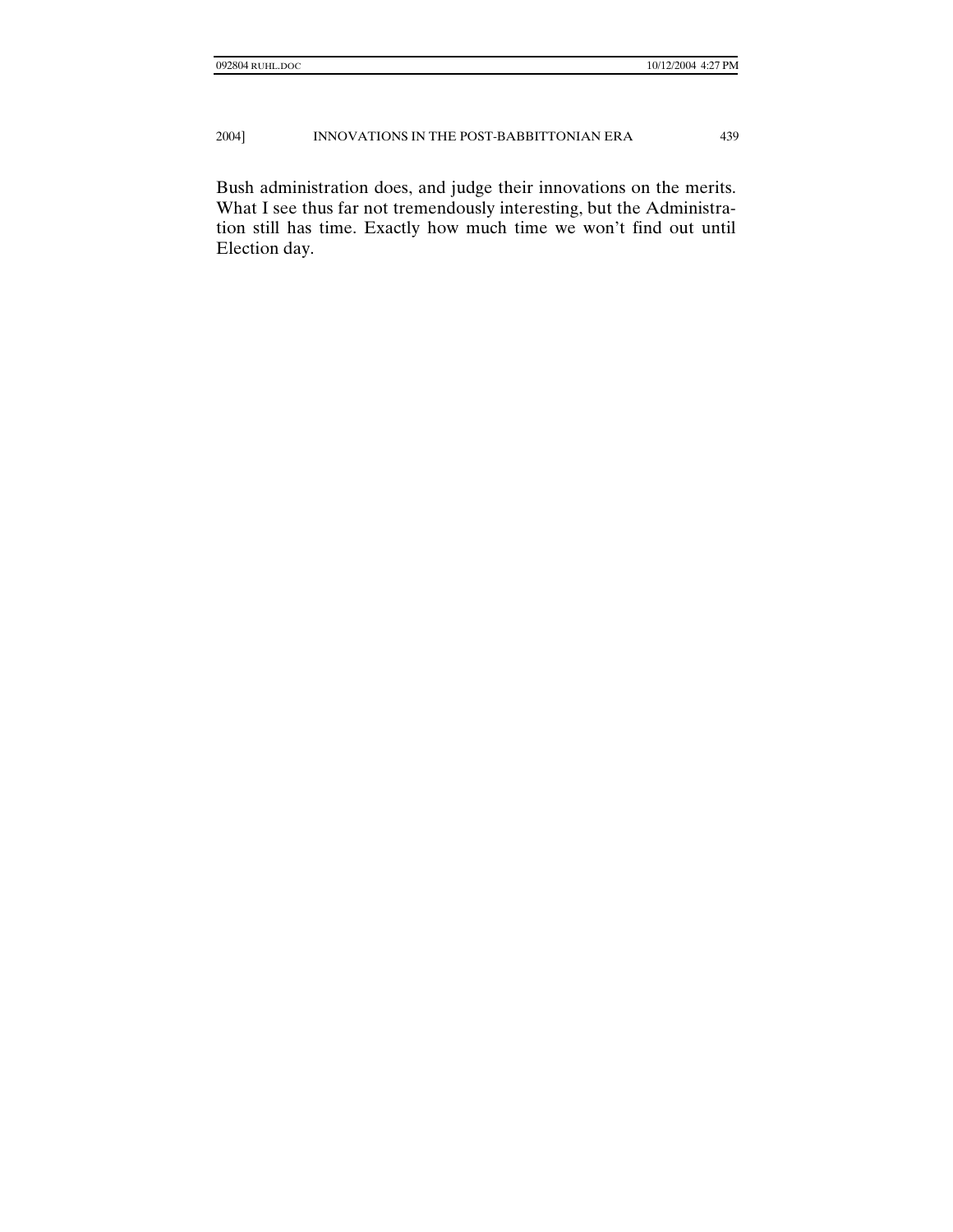Bush administration does, and judge their innovations on the merits. What I see thus far not tremendously interesting, but the Administration still has time. Exactly how much time we won't find out until Election day.